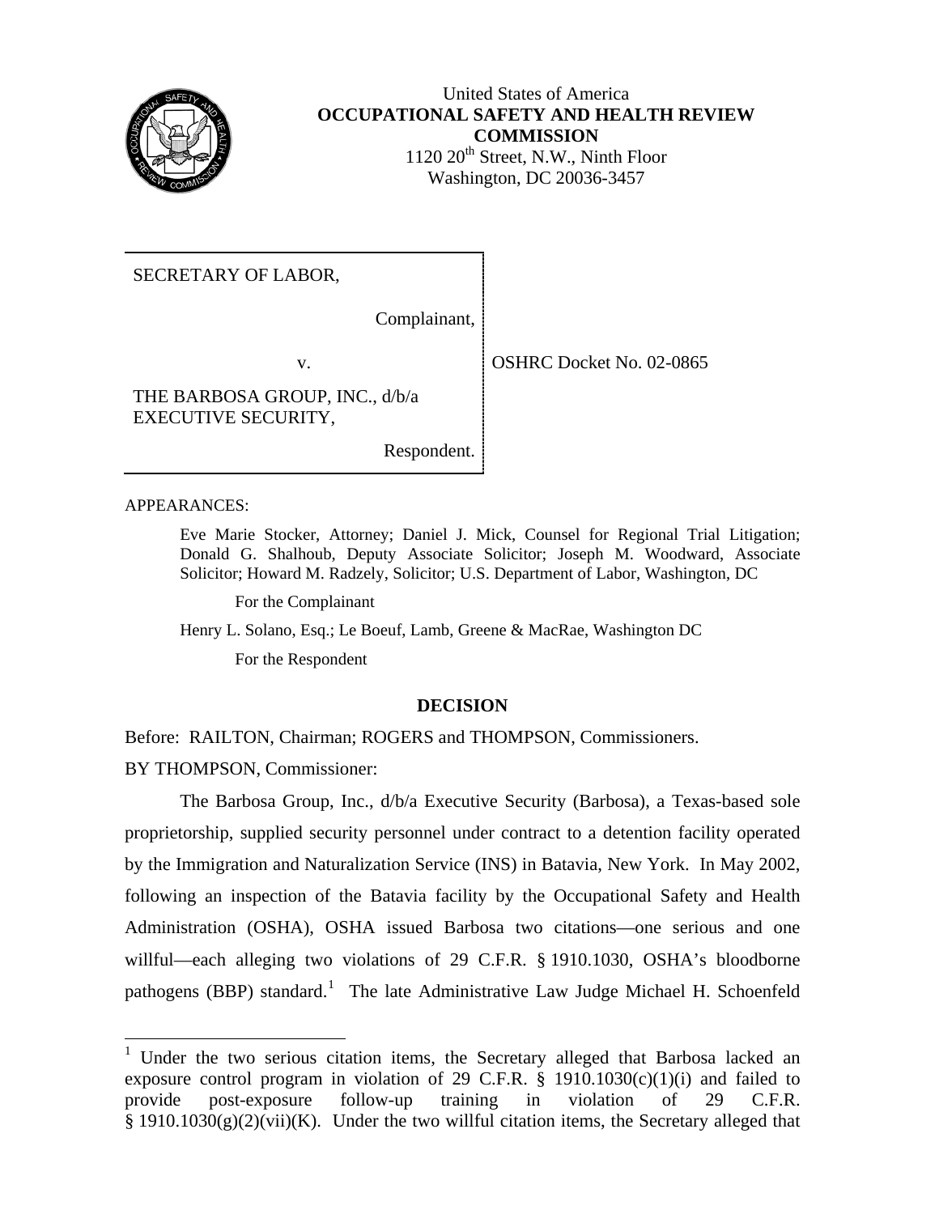United States of America
**OCCUPATIONAL SAFETY AND HEALTH REVIEW COMMISSION**
1120 20th Street, N.W., Ninth Floor
Washington, DC 20036-3457

| | |
|---|---|
| SECRETARY OF LABOR,<br><br>Complainant,<br><br>v.<br><br>THE BARBOSA GROUP, INC., d/b/a EXECUTIVE SECURITY,<br><br>Respondent. | OSHRC Docket No. 02-0865 |

APPEARANCES:

Eve Marie Stocker, Attorney; Daniel J. Mick, Counsel for Regional Trial Litigation; Donald G. Shalhoub, Deputy Associate Solicitor; Joseph M. Woodward, Associate Solicitor; Howard M. Radzely, Solicitor; U.S. Department of Labor, Washington, DC

For the Complainant

Henry L. Solano, Esq.; Le Boeuf, Lamb, Greene & MacRae, Washington DC

For the Respondent

## DECISION

Before: RAILTON, Chairman; ROGERS and THOMPSON, Commissioners.

BY THOMPSON, Commissioner:

The Barbosa Group, Inc., d/b/a Executive Security (Barbosa), a Texas-based sole proprietorship, supplied security personnel under contract to a detention facility operated by the Immigration and Naturalization Service (INS) in Batavia, New York. In May 2002, following an inspection of the Batavia facility by the Occupational Safety and Health Administration (OSHA), OSHA issued Barbosa two citations—one serious and one willful—each alleging two violations of 29 C.F.R. § 1910.1030, OSHA's bloodborne pathogens (BBP) standard.[1] The late Administrative Law Judge Michael H. Schoenfeld

[1] Under the two serious citation items, the Secretary alleged that Barbosa lacked an exposure control program in violation of 29 C.F.R. § 1910.1030(c)(1)(i) and failed to provide post-exposure follow-up training in violation of 29 C.F.R. § 1910.1030(g)(2)(vii)(K). Under the two willful citation items, the Secretary alleged that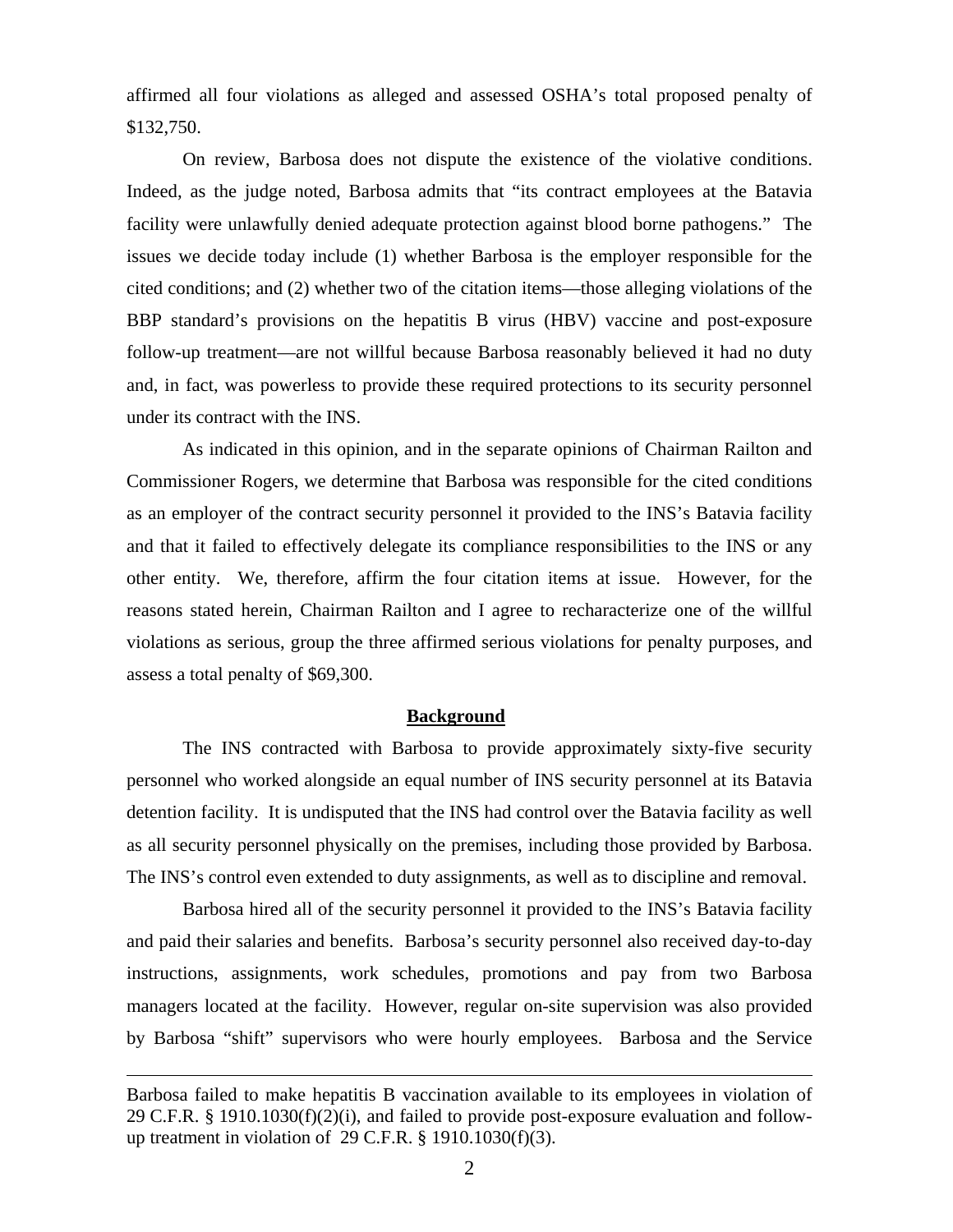affirmed all four violations as alleged and assessed OSHA's total proposed penalty of $132,750.

On review, Barbosa does not dispute the existence of the violative conditions. Indeed, as the judge noted, Barbosa admits that "its contract employees at the Batavia facility were unlawfully denied adequate protection against blood borne pathogens." The issues we decide today include (1) whether Barbosa is the employer responsible for the cited conditions; and (2) whether two of the citation items—those alleging violations of the BBP standard's provisions on the hepatitis B virus (HBV) vaccine and post-exposure follow-up treatment—are not willful because Barbosa reasonably believed it had no duty and, in fact, was powerless to provide these required protections to its security personnel under its contract with the INS.

As indicated in this opinion, and in the separate opinions of Chairman Railton and Commissioner Rogers, we determine that Barbosa was responsible for the cited conditions as an employer of the contract security personnel it provided to the INS's Batavia facility and that it failed to effectively delegate its compliance responsibilities to the INS or any other entity. We, therefore, affirm the four citation items at issue. However, for the reasons stated herein, Chairman Railton and I agree to recharacterize one of the willful violations as serious, group the three affirmed serious violations for penalty purposes, and assess a total penalty of $69,300.

## Background

The INS contracted with Barbosa to provide approximately sixty-five security personnel who worked alongside an equal number of INS security personnel at its Batavia detention facility. It is undisputed that the INS had control over the Batavia facility as well as all security personnel physically on the premises, including those provided by Barbosa. The INS's control even extended to duty assignments, as well as to discipline and removal.

Barbosa hired all of the security personnel it provided to the INS's Batavia facility and paid their salaries and benefits. Barbosa's security personnel also received day-to-day instructions, assignments, work schedules, promotions and pay from two Barbosa managers located at the facility. However, regular on-site supervision was also provided by Barbosa "shift" supervisors who were hourly employees. Barbosa and the Service

---

Barbosa failed to make hepatitis B vaccination available to its employees in violation of 29 C.F.R. § 1910.1030(f)(2)(i), and failed to provide post-exposure evaluation and follow-up treatment in violation of 29 C.F.R. § 1910.1030(f)(3).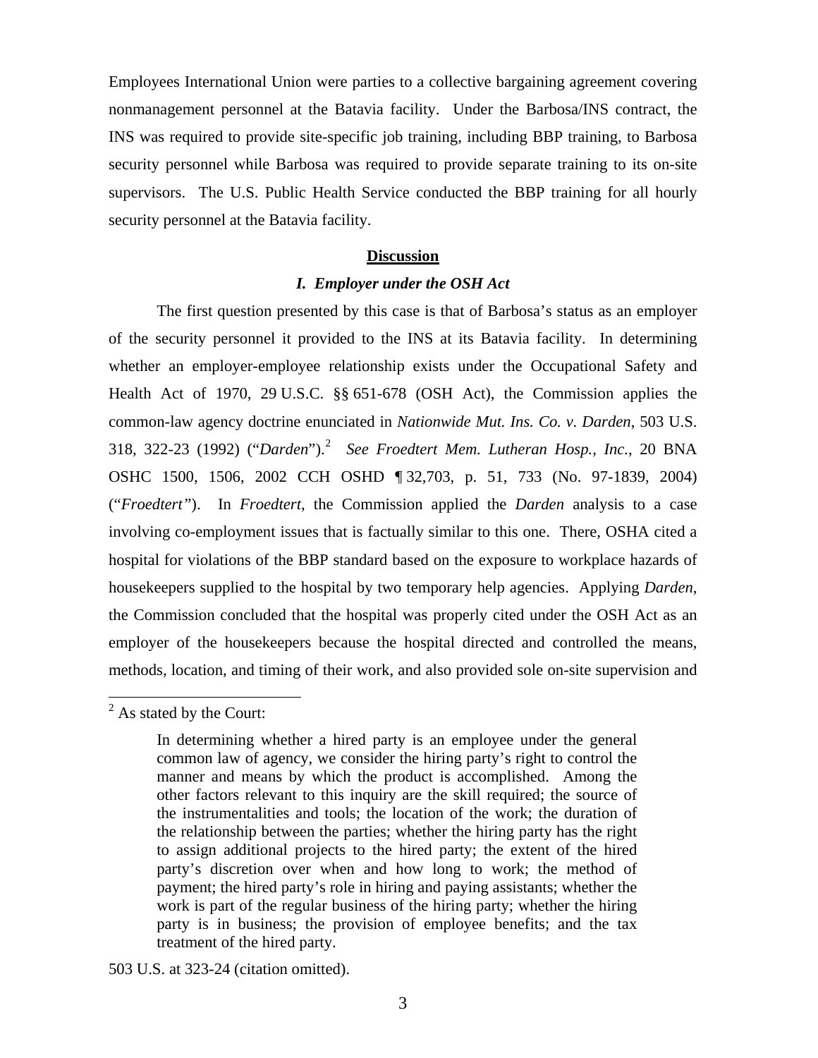Employees International Union were parties to a collective bargaining agreement covering nonmanagement personnel at the Batavia facility. Under the Barbosa/INS contract, the INS was required to provide site-specific job training, including BBP training, to Barbosa security personnel while Barbosa was required to provide separate training to its on-site supervisors. The U.S. Public Health Service conducted the BBP training for all hourly security personnel at the Batavia facility.

## Discussion

### *I. Employer under the OSH Act*

The first question presented by this case is that of Barbosa's status as an employer of the security personnel it provided to the INS at its Batavia facility. In determining whether an employer-employee relationship exists under the Occupational Safety and Health Act of 1970, 29 U.S.C. §§ 651-678 (OSH Act), the Commission applies the common-law agency doctrine enunciated in *Nationwide Mut. Ins. Co. v. Darden*, 503 U.S. 318, 322-23 (1992) ("*Darden*").[2] *See Froedtert Mem. Lutheran Hosp., Inc.*, 20 BNA OSHC 1500, 1506, 2002 CCH OSHD ¶ 32,703, p. 51, 733 (No. 97-1839, 2004) ("*Froedtert*"). In *Froedtert*, the Commission applied the *Darden* analysis to a case involving co-employment issues that is factually similar to this one. There, OSHA cited a hospital for violations of the BBP standard based on the exposure to workplace hazards of housekeepers supplied to the hospital by two temporary help agencies. Applying *Darden*, the Commission concluded that the hospital was properly cited under the OSH Act as an employer of the housekeepers because the hospital directed and controlled the means, methods, location, and timing of their work, and also provided sole on-site supervision and

---

[2] As stated by the Court:

> In determining whether a hired party is an employee under the general common law of agency, we consider the hiring party's right to control the manner and means by which the product is accomplished. Among the other factors relevant to this inquiry are the skill required; the source of the instrumentalities and tools; the location of the work; the duration of the relationship between the parties; whether the hiring party has the right to assign additional projects to the hired party; the extent of the hired party's discretion over when and how long to work; the method of payment; the hired party's role in hiring and paying assistants; whether the work is part of the regular business of the hiring party; whether the hiring party is in business; the provision of employee benefits; and the tax treatment of the hired party.

503 U.S. at 323-24 (citation omitted).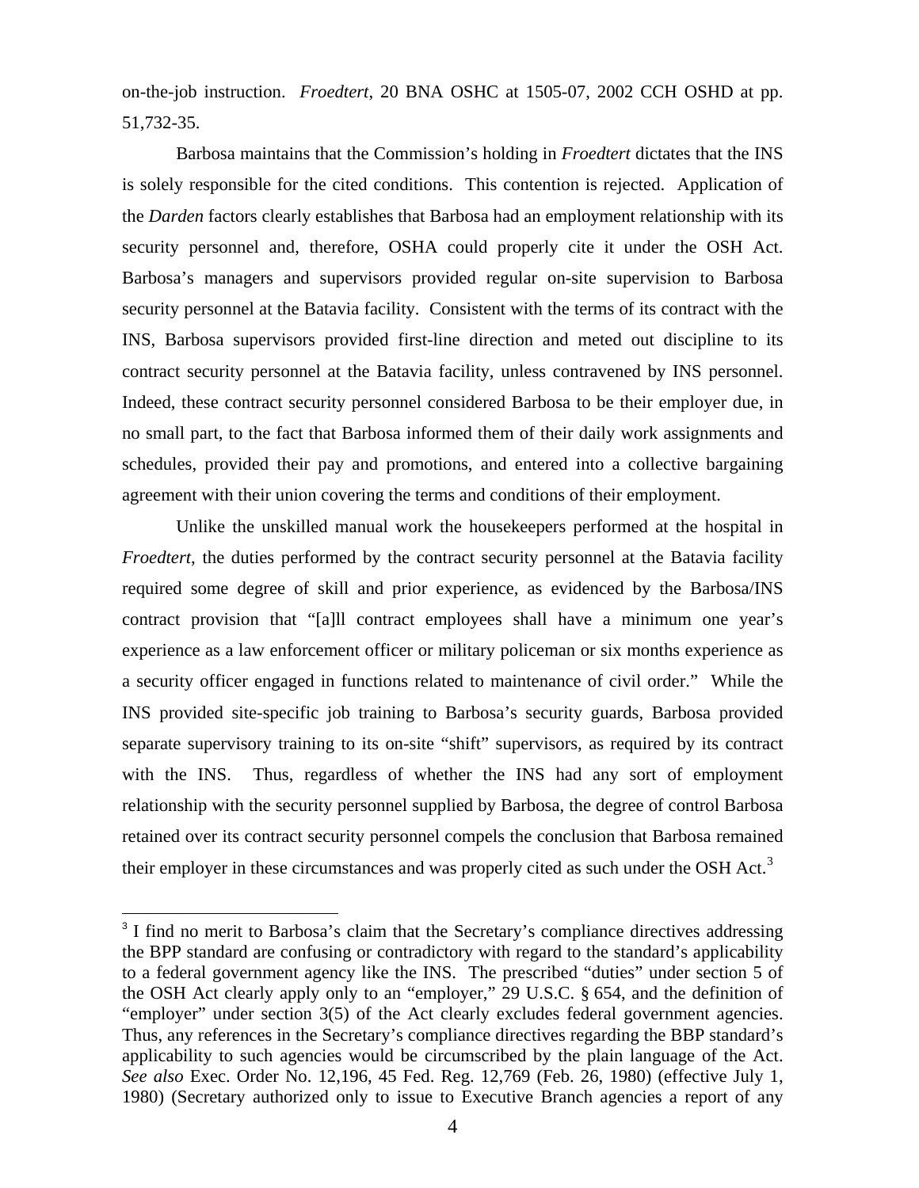on-the-job instruction. *Froedtert*, 20 BNA OSHC at 1505-07, 2002 CCH OSHD at pp. 51,732-35.

Barbosa maintains that the Commission's holding in *Froedtert* dictates that the INS is solely responsible for the cited conditions. This contention is rejected. Application of the *Darden* factors clearly establishes that Barbosa had an employment relationship with its security personnel and, therefore, OSHA could properly cite it under the OSH Act. Barbosa's managers and supervisors provided regular on-site supervision to Barbosa security personnel at the Batavia facility. Consistent with the terms of its contract with the INS, Barbosa supervisors provided first-line direction and meted out discipline to its contract security personnel at the Batavia facility, unless contravened by INS personnel. Indeed, these contract security personnel considered Barbosa to be their employer due, in no small part, to the fact that Barbosa informed them of their daily work assignments and schedules, provided their pay and promotions, and entered into a collective bargaining agreement with their union covering the terms and conditions of their employment.

Unlike the unskilled manual work the housekeepers performed at the hospital in *Froedtert*, the duties performed by the contract security personnel at the Batavia facility required some degree of skill and prior experience, as evidenced by the Barbosa/INS contract provision that "[a]ll contract employees shall have a minimum one year's experience as a law enforcement officer or military policeman or six months experience as a security officer engaged in functions related to maintenance of civil order." While the INS provided site-specific job training to Barbosa's security guards, Barbosa provided separate supervisory training to its on-site "shift" supervisors, as required by its contract with the INS. Thus, regardless of whether the INS had any sort of employment relationship with the security personnel supplied by Barbosa, the degree of control Barbosa retained over its contract security personnel compels the conclusion that Barbosa remained their employer in these circumstances and was properly cited as such under the OSH Act.[3]

---

[3] I find no merit to Barbosa's claim that the Secretary's compliance directives addressing the BPP standard are confusing or contradictory with regard to the standard's applicability to a federal government agency like the INS. The prescribed "duties" under section 5 of the OSH Act clearly apply only to an "employer," 29 U.S.C. § 654, and the definition of "employer" under section 3(5) of the Act clearly excludes federal government agencies. Thus, any references in the Secretary's compliance directives regarding the BBP standard's applicability to such agencies would be circumscribed by the plain language of the Act. *See also* Exec. Order No. 12,196, 45 Fed. Reg. 12,769 (Feb. 26, 1980) (effective July 1, 1980) (Secretary authorized only to issue to Executive Branch agencies a report of any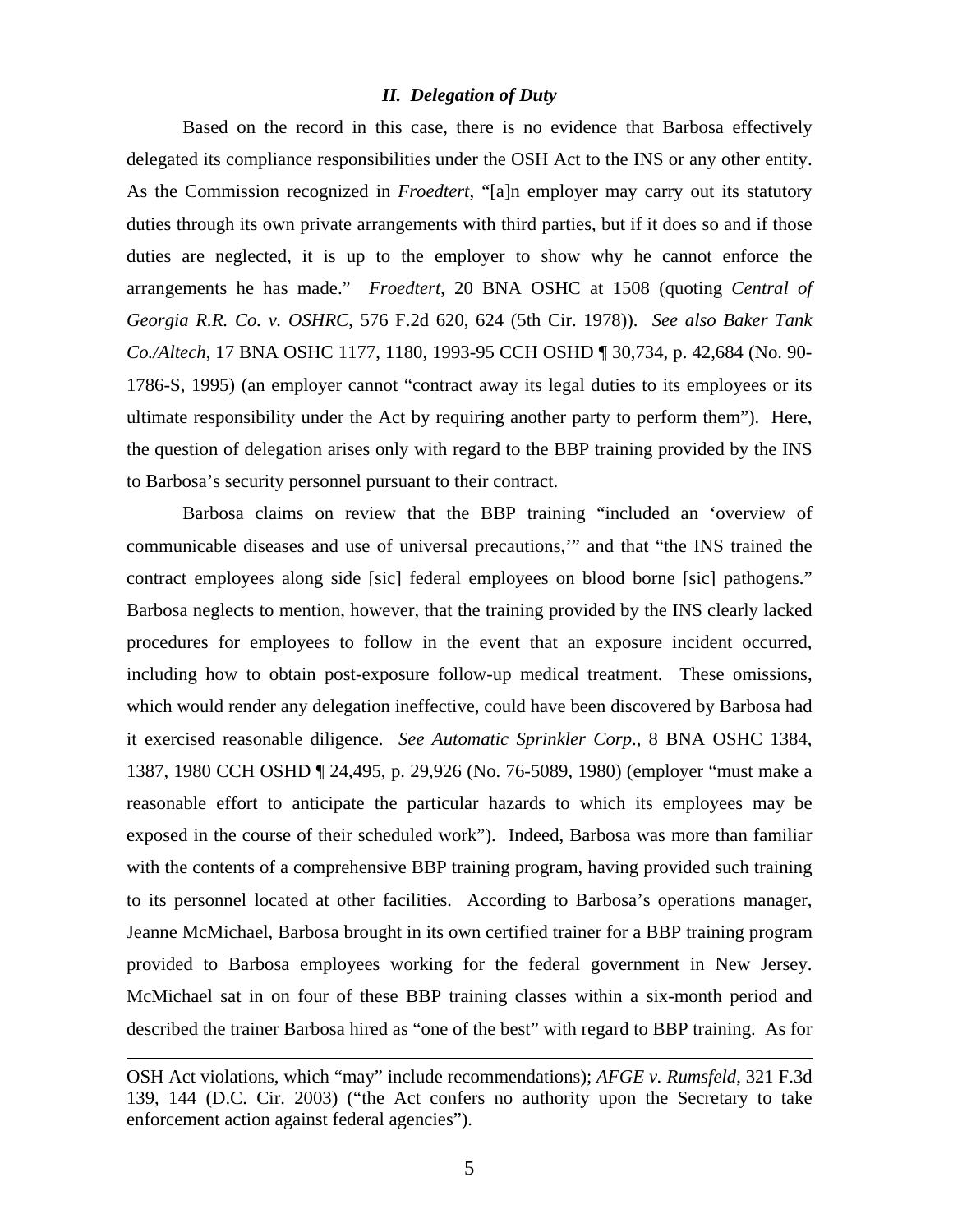## *II. Delegation of Duty*

Based on the record in this case, there is no evidence that Barbosa effectively delegated its compliance responsibilities under the OSH Act to the INS or any other entity. As the Commission recognized in *Froedtert*, "[a]n employer may carry out its statutory duties through its own private arrangements with third parties, but if it does so and if those duties are neglected, it is up to the employer to show why he cannot enforce the arrangements he has made." *Froedtert*, 20 BNA OSHC at 1508 (quoting *Central of Georgia R.R. Co. v. OSHRC*, 576 F.2d 620, 624 (5th Cir. 1978)). *See also Baker Tank Co./Altech*, 17 BNA OSHC 1177, 1180, 1993-95 CCH OSHD ¶ 30,734, p. 42,684 (No. 90-1786-S, 1995) (an employer cannot "contract away its legal duties to its employees or its ultimate responsibility under the Act by requiring another party to perform them"). Here, the question of delegation arises only with regard to the BBP training provided by the INS to Barbosa's security personnel pursuant to their contract.

Barbosa claims on review that the BBP training "included an 'overview of communicable diseases and use of universal precautions,'" and that "the INS trained the contract employees along side [sic] federal employees on blood borne [sic] pathogens." Barbosa neglects to mention, however, that the training provided by the INS clearly lacked procedures for employees to follow in the event that an exposure incident occurred, including how to obtain post-exposure follow-up medical treatment. These omissions, which would render any delegation ineffective, could have been discovered by Barbosa had it exercised reasonable diligence. *See Automatic Sprinkler Corp*., 8 BNA OSHC 1384, 1387, 1980 CCH OSHD ¶ 24,495, p. 29,926 (No. 76-5089, 1980) (employer "must make a reasonable effort to anticipate the particular hazards to which its employees may be exposed in the course of their scheduled work"). Indeed, Barbosa was more than familiar with the contents of a comprehensive BBP training program, having provided such training to its personnel located at other facilities. According to Barbosa's operations manager, Jeanne McMichael, Barbosa brought in its own certified trainer for a BBP training program provided to Barbosa employees working for the federal government in New Jersey. McMichael sat in on four of these BBP training classes within a six-month period and described the trainer Barbosa hired as "one of the best" with regard to BBP training. As for

---

OSH Act violations, which "may" include recommendations); *AFGE v. Rumsfeld*, 321 F.3d 139, 144 (D.C. Cir. 2003) ("the Act confers no authority upon the Secretary to take enforcement action against federal agencies").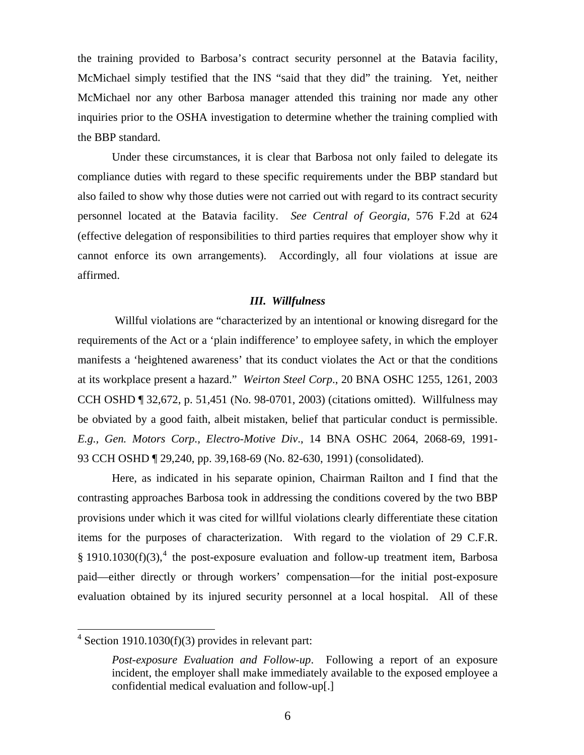the training provided to Barbosa's contract security personnel at the Batavia facility, McMichael simply testified that the INS "said that they did" the training. Yet, neither McMichael nor any other Barbosa manager attended this training nor made any other inquiries prior to the OSHA investigation to determine whether the training complied with the BBP standard.

Under these circumstances, it is clear that Barbosa not only failed to delegate its compliance duties with regard to these specific requirements under the BBP standard but also failed to show why those duties were not carried out with regard to its contract security personnel located at the Batavia facility. *See Central of Georgia*, 576 F.2d at 624 (effective delegation of responsibilities to third parties requires that employer show why it cannot enforce its own arrangements). Accordingly, all four violations at issue are affirmed.

### *III. Willfulness*

Willful violations are "characterized by an intentional or knowing disregard for the requirements of the Act or a 'plain indifference' to employee safety, in which the employer manifests a 'heightened awareness' that its conduct violates the Act or that the conditions at its workplace present a hazard." *Weirton Steel Corp*., 20 BNA OSHC 1255, 1261, 2003 CCH OSHD ¶ 32,672, p. 51,451 (No. 98-0701, 2003) (citations omitted). Willfulness may be obviated by a good faith, albeit mistaken, belief that particular conduct is permissible. *E.g., Gen. Motors Corp., Electro-Motive Div*., 14 BNA OSHC 2064, 2068-69, 1991-93 CCH OSHD ¶ 29,240, pp. 39,168-69 (No. 82-630, 1991) (consolidated).

Here, as indicated in his separate opinion, Chairman Railton and I find that the contrasting approaches Barbosa took in addressing the conditions covered by the two BBP provisions under which it was cited for willful violations clearly differentiate these citation items for the purposes of characterization. With regard to the violation of 29 C.F.R. § 1910.1030(f)(3),[4] the post-exposure evaluation and follow-up treatment item, Barbosa paid—either directly or through workers' compensation—for the initial post-exposure evaluation obtained by its injured security personnel at a local hospital. All of these

---

[4] Section 1910.1030(f)(3) provides in relevant part:

> *Post-exposure Evaluation and Follow-up*. Following a report of an exposure incident, the employer shall make immediately available to the exposed employee a confidential medical evaluation and follow-up[.]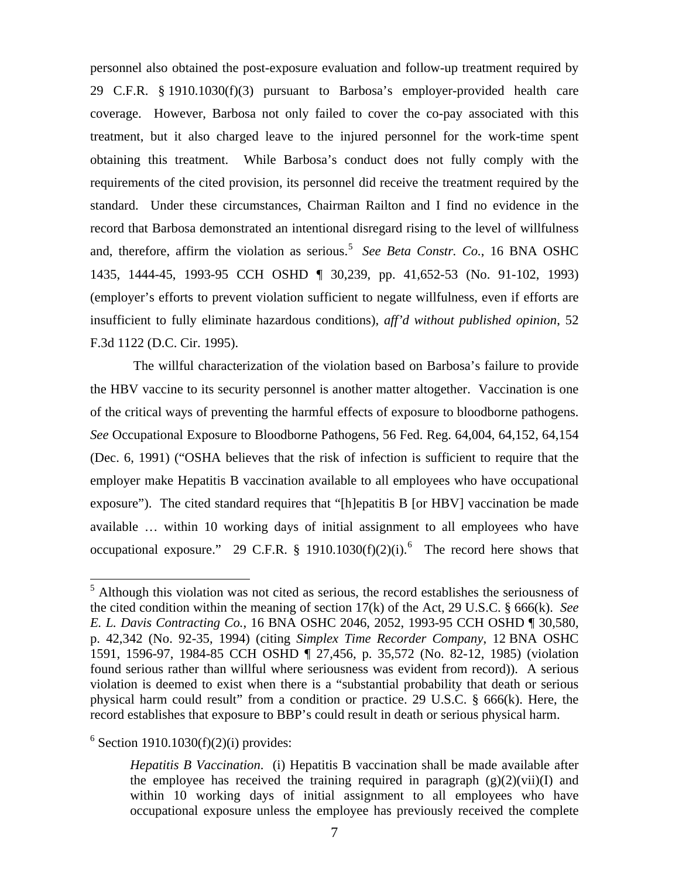personnel also obtained the post-exposure evaluation and follow-up treatment required by 29 C.F.R. § 1910.1030(f)(3) pursuant to Barbosa's employer-provided health care coverage. However, Barbosa not only failed to cover the co-pay associated with this treatment, but it also charged leave to the injured personnel for the work-time spent obtaining this treatment. While Barbosa's conduct does not fully comply with the requirements of the cited provision, its personnel did receive the treatment required by the standard. Under these circumstances, Chairman Railton and I find no evidence in the record that Barbosa demonstrated an intentional disregard rising to the level of willfulness and, therefore, affirm the violation as serious.[5] *See Beta Constr. Co.*, 16 BNA OSHC 1435, 1444-45, 1993-95 CCH OSHD ¶ 30,239, pp. 41,652-53 (No. 91-102, 1993) (employer's efforts to prevent violation sufficient to negate willfulness, even if efforts are insufficient to fully eliminate hazardous conditions), *aff'd without published opinion*, 52 F.3d 1122 (D.C. Cir. 1995).

The willful characterization of the violation based on Barbosa's failure to provide the HBV vaccine to its security personnel is another matter altogether. Vaccination is one of the critical ways of preventing the harmful effects of exposure to bloodborne pathogens. *See* Occupational Exposure to Bloodborne Pathogens, 56 Fed. Reg. 64,004, 64,152, 64,154 (Dec. 6, 1991) ("OSHA believes that the risk of infection is sufficient to require that the employer make Hepatitis B vaccination available to all employees who have occupational exposure"). The cited standard requires that "[h]epatitis B [or HBV] vaccination be made available … within 10 working days of initial assignment to all employees who have occupational exposure." 29 C.F.R. § 1910.1030(f)(2)(i).[6] The record here shows that

---

[5] Although this violation was not cited as serious, the record establishes the seriousness of the cited condition within the meaning of section 17(k) of the Act, 29 U.S.C. § 666(k). *See E. L. Davis Contracting Co.*, 16 BNA OSHC 2046, 2052, 1993-95 CCH OSHD ¶ 30,580, p. 42,342 (No. 92-35, 1994) (citing *Simplex Time Recorder Company*, 12 BNA OSHC 1591, 1596-97, 1984-85 CCH OSHD ¶ 27,456, p. 35,572 (No. 82-12, 1985) (violation found serious rather than willful where seriousness was evident from record)). A serious violation is deemed to exist when there is a "substantial probability that death or serious physical harm could result" from a condition or practice. 29 U.S.C. § 666(k). Here, the record establishes that exposure to BBP's could result in death or serious physical harm.

[6] Section 1910.1030(f)(2)(i) provides:

> *Hepatitis B Vaccination*. (i) Hepatitis B vaccination shall be made available after the employee has received the training required in paragraph (g)(2)(vii)(I) and within 10 working days of initial assignment to all employees who have occupational exposure unless the employee has previously received the complete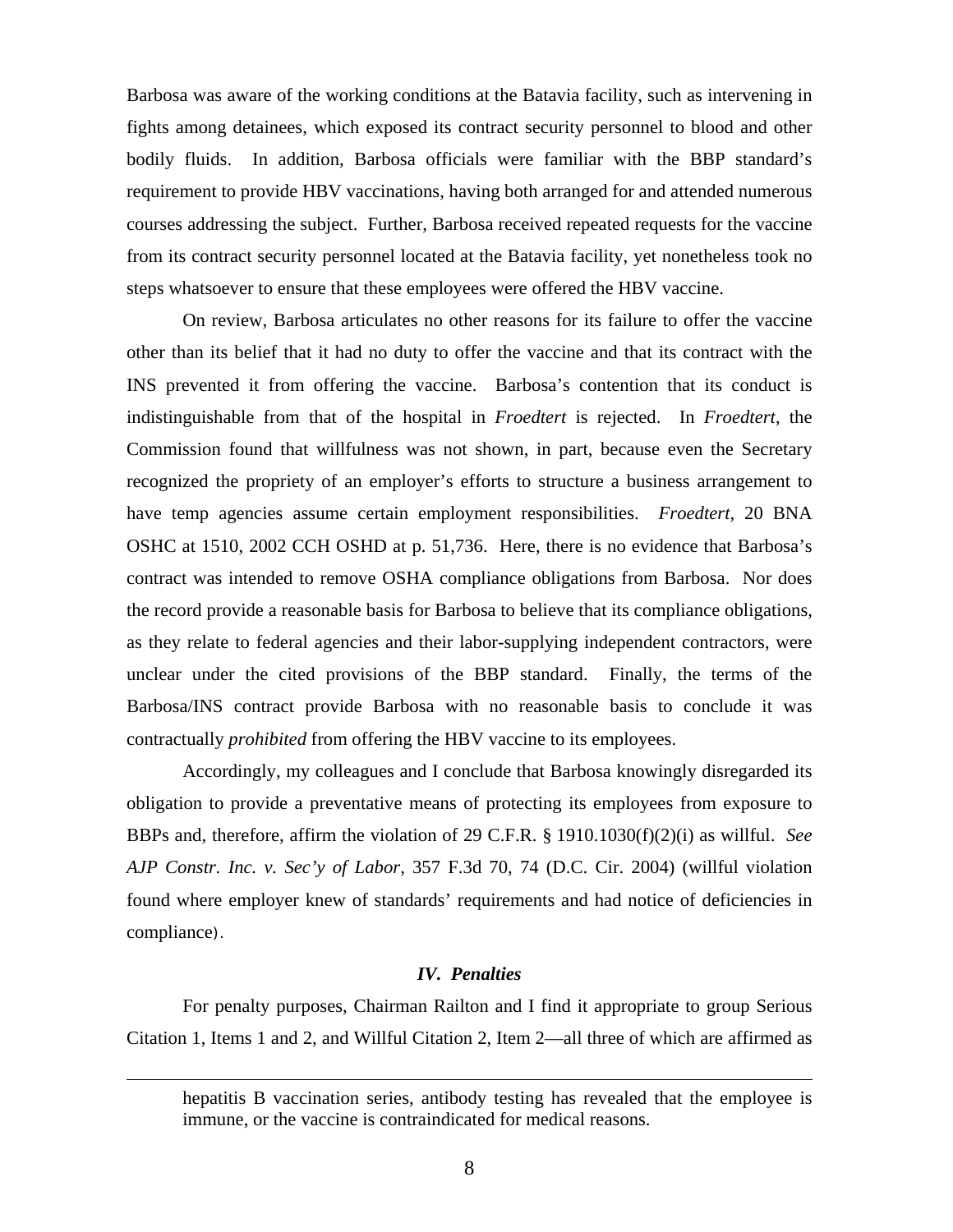Barbosa was aware of the working conditions at the Batavia facility, such as intervening in fights among detainees, which exposed its contract security personnel to blood and other bodily fluids. In addition, Barbosa officials were familiar with the BBP standard's requirement to provide HBV vaccinations, having both arranged for and attended numerous courses addressing the subject. Further, Barbosa received repeated requests for the vaccine from its contract security personnel located at the Batavia facility, yet nonetheless took no steps whatsoever to ensure that these employees were offered the HBV vaccine.

On review, Barbosa articulates no other reasons for its failure to offer the vaccine other than its belief that it had no duty to offer the vaccine and that its contract with the INS prevented it from offering the vaccine. Barbosa's contention that its conduct is indistinguishable from that of the hospital in *Froedtert* is rejected. In *Froedtert*, the Commission found that willfulness was not shown, in part, because even the Secretary recognized the propriety of an employer's efforts to structure a business arrangement to have temp agencies assume certain employment responsibilities. *Froedtert*, 20 BNA OSHC at 1510, 2002 CCH OSHD at p. 51,736. Here, there is no evidence that Barbosa's contract was intended to remove OSHA compliance obligations from Barbosa. Nor does the record provide a reasonable basis for Barbosa to believe that its compliance obligations, as they relate to federal agencies and their labor-supplying independent contractors, were unclear under the cited provisions of the BBP standard. Finally, the terms of the Barbosa/INS contract provide Barbosa with no reasonable basis to conclude it was contractually *prohibited* from offering the HBV vaccine to its employees.

Accordingly, my colleagues and I conclude that Barbosa knowingly disregarded its obligation to provide a preventative means of protecting its employees from exposure to BBPs and, therefore, affirm the violation of 29 C.F.R. § 1910.1030(f)(2)(i) as willful. *See AJP Constr. Inc. v. Sec'y of Labor*, 357 F.3d 70, 74 (D.C. Cir. 2004) (willful violation found where employer knew of standards' requirements and had notice of deficiencies in compliance).

### *IV. Penalties*

For penalty purposes, Chairman Railton and I find it appropriate to group Serious Citation 1, Items 1 and 2, and Willful Citation 2, Item 2—all three of which are affirmed as

---

hepatitis B vaccination series, antibody testing has revealed that the employee is immune, or the vaccine is contraindicated for medical reasons.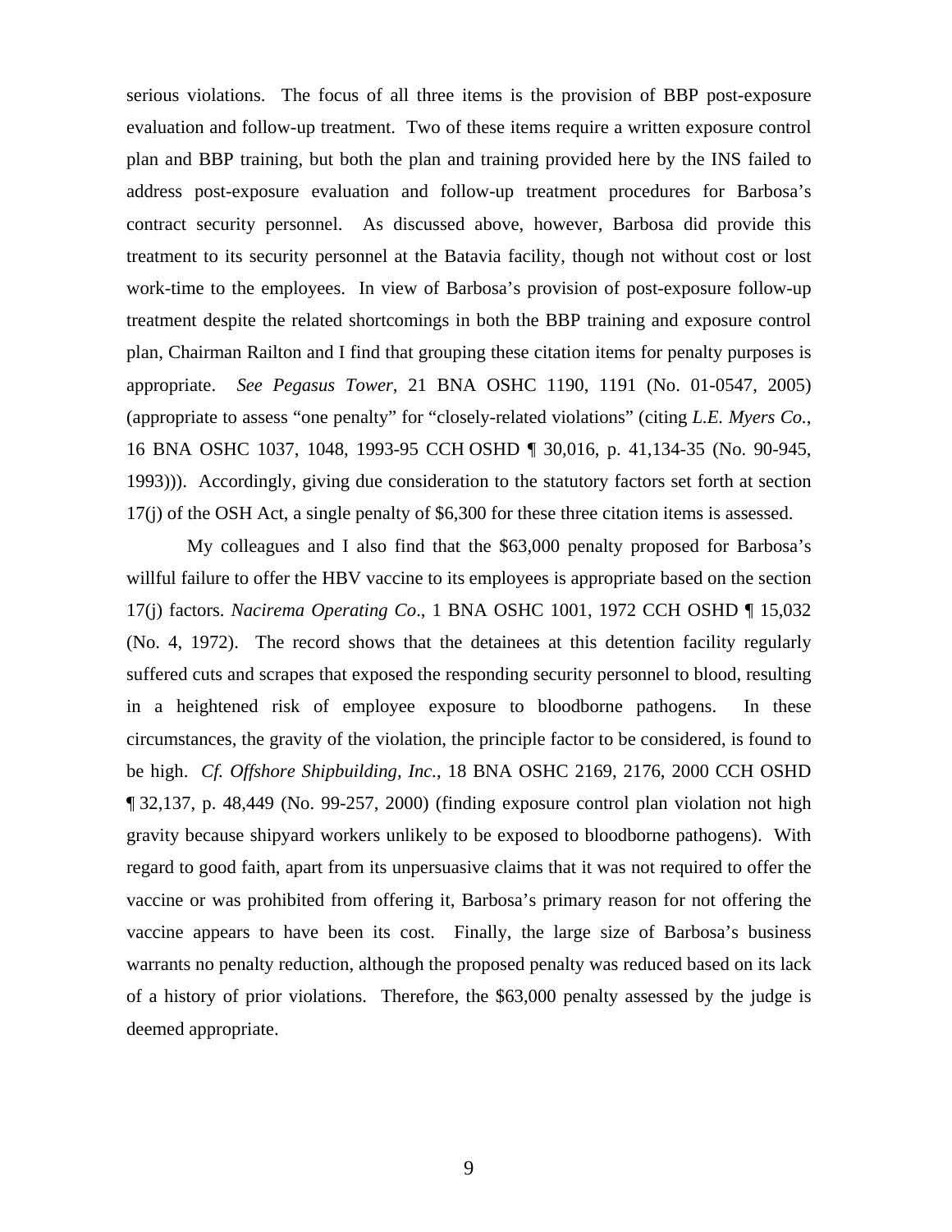serious violations. The focus of all three items is the provision of BBP post-exposure evaluation and follow-up treatment. Two of these items require a written exposure control plan and BBP training, but both the plan and training provided here by the INS failed to address post-exposure evaluation and follow-up treatment procedures for Barbosa's contract security personnel. As discussed above, however, Barbosa did provide this treatment to its security personnel at the Batavia facility, though not without cost or lost work-time to the employees. In view of Barbosa's provision of post-exposure follow-up treatment despite the related shortcomings in both the BBP training and exposure control plan, Chairman Railton and I find that grouping these citation items for penalty purposes is appropriate. *See Pegasus Tower*, 21 BNA OSHC 1190, 1191 (No. 01-0547, 2005) (appropriate to assess "one penalty" for "closely-related violations" (citing *L.E. Myers Co.*, 16 BNA OSHC 1037, 1048, 1993-95 CCH OSHD ¶ 30,016, p. 41,134-35 (No. 90-945, 1993))). Accordingly, giving due consideration to the statutory factors set forth at section 17(j) of the OSH Act, a single penalty of $6,300 for these three citation items is assessed.

My colleagues and I also find that the $63,000 penalty proposed for Barbosa's willful failure to offer the HBV vaccine to its employees is appropriate based on the section 17(j) factors. *Nacirema Operating Co*., 1 BNA OSHC 1001, 1972 CCH OSHD ¶ 15,032 (No. 4, 1972). The record shows that the detainees at this detention facility regularly suffered cuts and scrapes that exposed the responding security personnel to blood, resulting in a heightened risk of employee exposure to bloodborne pathogens. In these circumstances, the gravity of the violation, the principle factor to be considered, is found to be high. *Cf. Offshore Shipbuilding, Inc.*, 18 BNA OSHC 2169, 2176, 2000 CCH OSHD ¶ 32,137, p. 48,449 (No. 99-257, 2000) (finding exposure control plan violation not high gravity because shipyard workers unlikely to be exposed to bloodborne pathogens). With regard to good faith, apart from its unpersuasive claims that it was not required to offer the vaccine or was prohibited from offering it, Barbosa's primary reason for not offering the vaccine appears to have been its cost. Finally, the large size of Barbosa's business warrants no penalty reduction, although the proposed penalty was reduced based on its lack of a history of prior violations. Therefore, the $63,000 penalty assessed by the judge is deemed appropriate.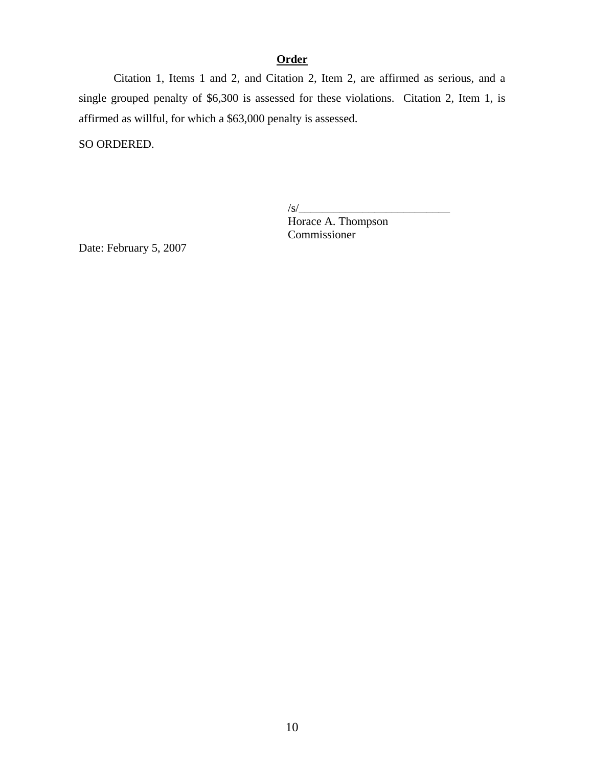## Order

Citation 1, Items 1 and 2, and Citation 2, Item 2, are affirmed as serious, and a single grouped penalty of $6,300 is assessed for these violations. Citation 2, Item 1, is affirmed as willful, for which a $63,000 penalty is assessed.

SO ORDERED.

/s/___________________________
Horace A. Thompson
Commissioner

Date: February 5, 2007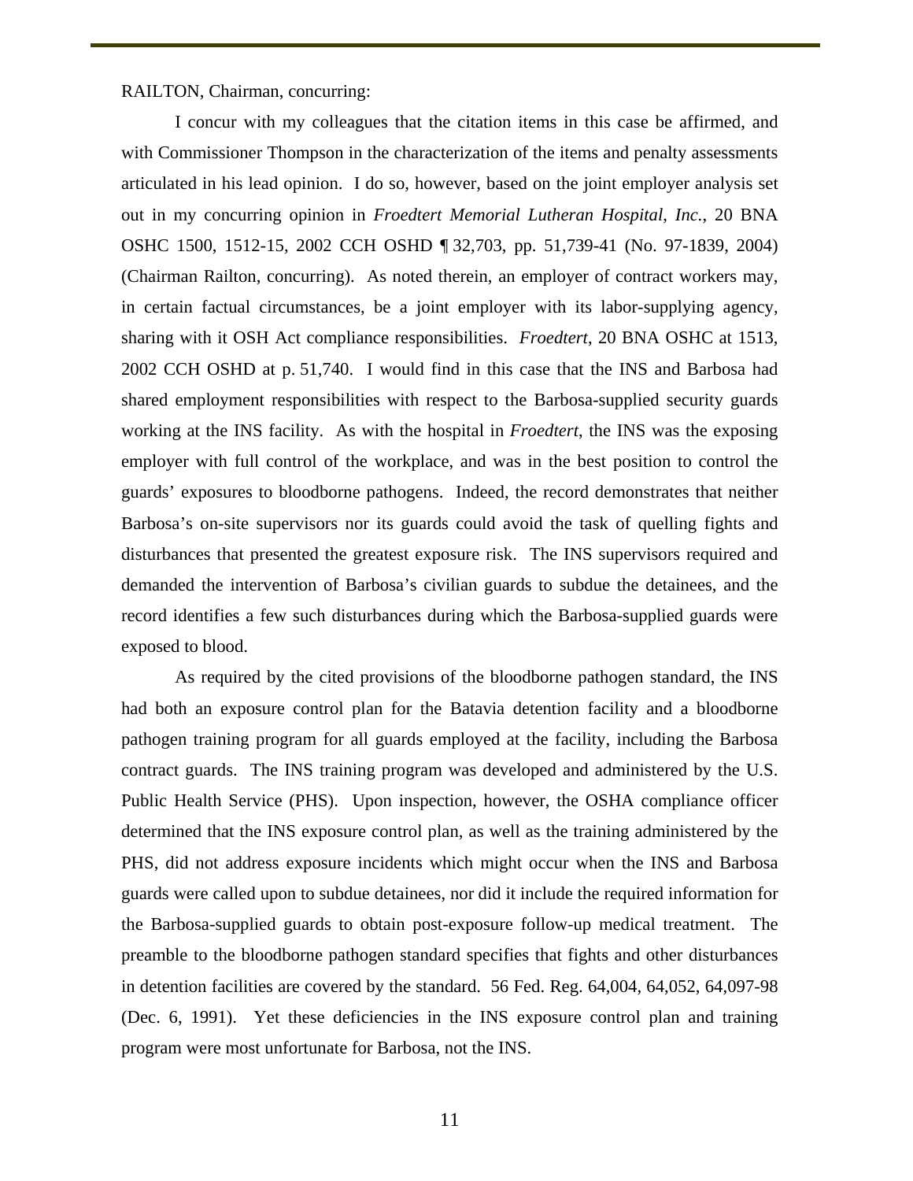RAILTON, Chairman, concurring:

I concur with my colleagues that the citation items in this case be affirmed, and with Commissioner Thompson in the characterization of the items and penalty assessments articulated in his lead opinion. I do so, however, based on the joint employer analysis set out in my concurring opinion in *Froedtert Memorial Lutheran Hospital, Inc.*, 20 BNA OSHC 1500, 1512-15, 2002 CCH OSHD ¶ 32,703, pp. 51,739-41 (No. 97-1839, 2004) (Chairman Railton, concurring). As noted therein, an employer of contract workers may, in certain factual circumstances, be a joint employer with its labor-supplying agency, sharing with it OSH Act compliance responsibilities. *Froedtert*, 20 BNA OSHC at 1513, 2002 CCH OSHD at p. 51,740. I would find in this case that the INS and Barbosa had shared employment responsibilities with respect to the Barbosa-supplied security guards working at the INS facility. As with the hospital in *Froedtert*, the INS was the exposing employer with full control of the workplace, and was in the best position to control the guards' exposures to bloodborne pathogens. Indeed, the record demonstrates that neither Barbosa's on-site supervisors nor its guards could avoid the task of quelling fights and disturbances that presented the greatest exposure risk. The INS supervisors required and demanded the intervention of Barbosa's civilian guards to subdue the detainees, and the record identifies a few such disturbances during which the Barbosa-supplied guards were exposed to blood.

As required by the cited provisions of the bloodborne pathogen standard, the INS had both an exposure control plan for the Batavia detention facility and a bloodborne pathogen training program for all guards employed at the facility, including the Barbosa contract guards. The INS training program was developed and administered by the U.S. Public Health Service (PHS). Upon inspection, however, the OSHA compliance officer determined that the INS exposure control plan, as well as the training administered by the PHS, did not address exposure incidents which might occur when the INS and Barbosa guards were called upon to subdue detainees, nor did it include the required information for the Barbosa-supplied guards to obtain post-exposure follow-up medical treatment. The preamble to the bloodborne pathogen standard specifies that fights and other disturbances in detention facilities are covered by the standard. 56 Fed. Reg. 64,004, 64,052, 64,097-98 (Dec. 6, 1991). Yet these deficiencies in the INS exposure control plan and training program were most unfortunate for Barbosa, not the INS.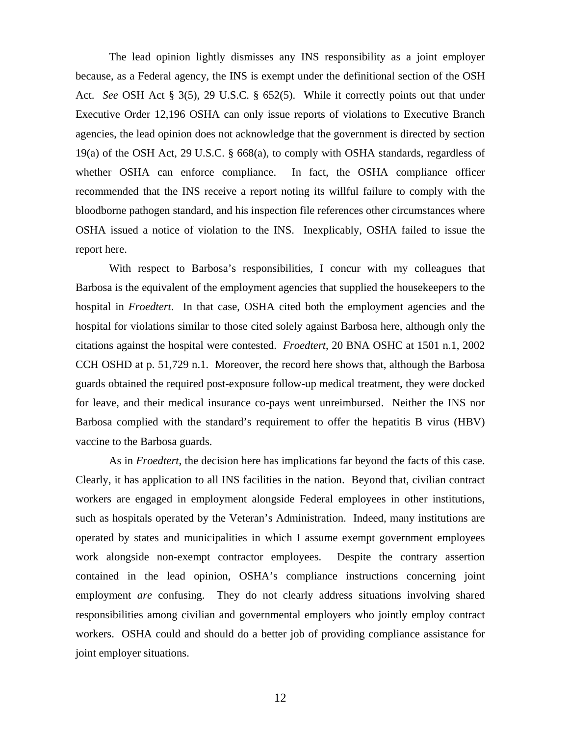The lead opinion lightly dismisses any INS responsibility as a joint employer because, as a Federal agency, the INS is exempt under the definitional section of the OSH Act. *See* OSH Act § 3(5), 29 U.S.C. § 652(5). While it correctly points out that under Executive Order 12,196 OSHA can only issue reports of violations to Executive Branch agencies, the lead opinion does not acknowledge that the government is directed by section 19(a) of the OSH Act, 29 U.S.C. § 668(a), to comply with OSHA standards, regardless of whether OSHA can enforce compliance. In fact, the OSHA compliance officer recommended that the INS receive a report noting its willful failure to comply with the bloodborne pathogen standard, and his inspection file references other circumstances where OSHA issued a notice of violation to the INS. Inexplicably, OSHA failed to issue the report here.

With respect to Barbosa's responsibilities, I concur with my colleagues that Barbosa is the equivalent of the employment agencies that supplied the housekeepers to the hospital in *Froedtert*. In that case, OSHA cited both the employment agencies and the hospital for violations similar to those cited solely against Barbosa here, although only the citations against the hospital were contested. *Froedtert*, 20 BNA OSHC at 1501 n.1, 2002 CCH OSHD at p. 51,729 n.1. Moreover, the record here shows that, although the Barbosa guards obtained the required post-exposure follow-up medical treatment, they were docked for leave, and their medical insurance co-pays went unreimbursed. Neither the INS nor Barbosa complied with the standard's requirement to offer the hepatitis B virus (HBV) vaccine to the Barbosa guards.

As in *Froedtert*, the decision here has implications far beyond the facts of this case. Clearly, it has application to all INS facilities in the nation. Beyond that, civilian contract workers are engaged in employment alongside Federal employees in other institutions, such as hospitals operated by the Veteran's Administration. Indeed, many institutions are operated by states and municipalities in which I assume exempt government employees work alongside non-exempt contractor employees. Despite the contrary assertion contained in the lead opinion, OSHA's compliance instructions concerning joint employment *are* confusing. They do not clearly address situations involving shared responsibilities among civilian and governmental employers who jointly employ contract workers. OSHA could and should do a better job of providing compliance assistance for joint employer situations.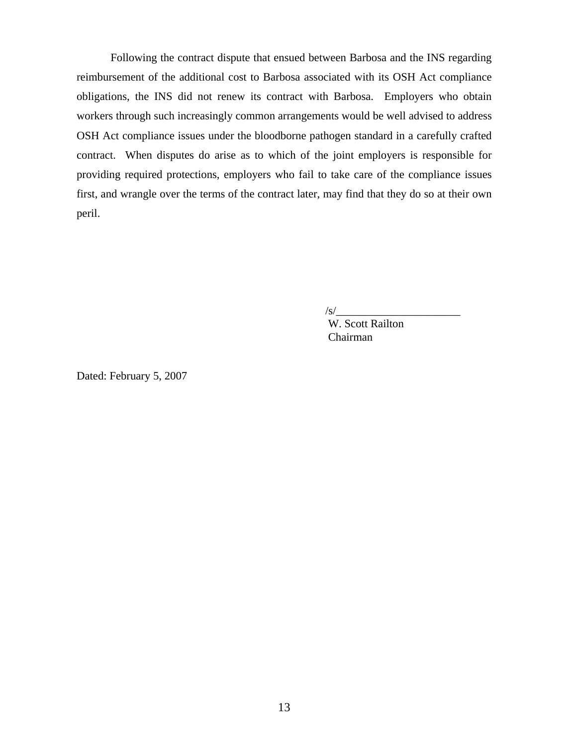Following the contract dispute that ensued between Barbosa and the INS regarding reimbursement of the additional cost to Barbosa associated with its OSH Act compliance obligations, the INS did not renew its contract with Barbosa. Employers who obtain workers through such increasingly common arrangements would be well advised to address OSH Act compliance issues under the bloodborne pathogen standard in a carefully crafted contract. When disputes do arise as to which of the joint employers is responsible for providing required protections, employers who fail to take care of the compliance issues first, and wrangle over the terms of the contract later, may find that they do so at their own peril.

/s/______________________
W. Scott Railton
Chairman

Dated: February 5, 2007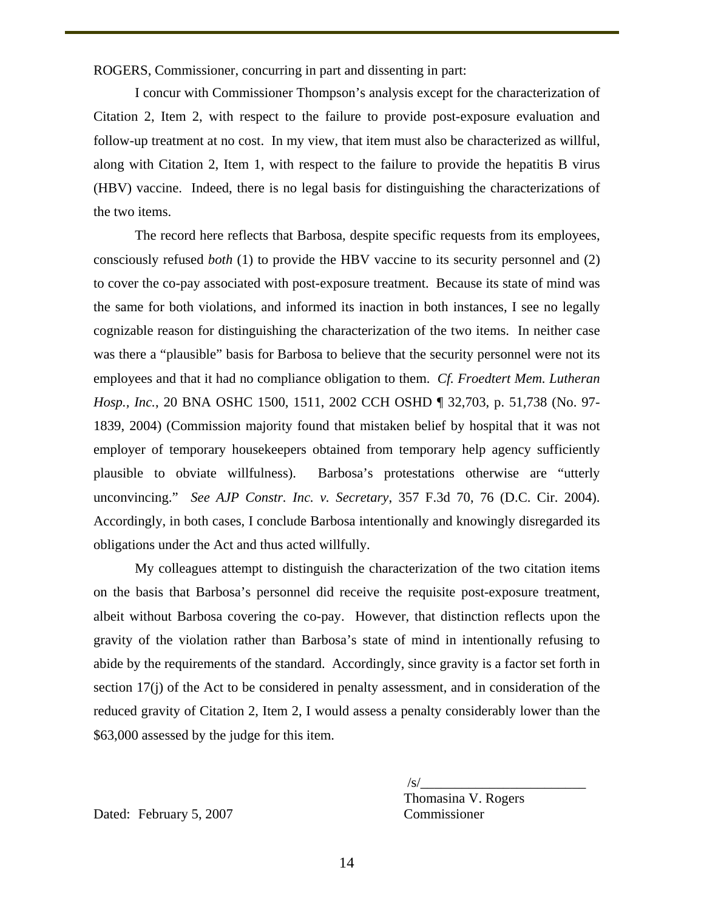ROGERS, Commissioner, concurring in part and dissenting in part:

I concur with Commissioner Thompson's analysis except for the characterization of Citation 2, Item 2, with respect to the failure to provide post-exposure evaluation and follow-up treatment at no cost. In my view, that item must also be characterized as willful, along with Citation 2, Item 1, with respect to the failure to provide the hepatitis B virus (HBV) vaccine. Indeed, there is no legal basis for distinguishing the characterizations of the two items.

The record here reflects that Barbosa, despite specific requests from its employees, consciously refused *both* (1) to provide the HBV vaccine to its security personnel and (2) to cover the co-pay associated with post-exposure treatment. Because its state of mind was the same for both violations, and informed its inaction in both instances, I see no legally cognizable reason for distinguishing the characterization of the two items. In neither case was there a "plausible" basis for Barbosa to believe that the security personnel were not its employees and that it had no compliance obligation to them. *Cf. Froedtert Mem. Lutheran Hosp., Inc.*, 20 BNA OSHC 1500, 1511, 2002 CCH OSHD ¶ 32,703, p. 51,738 (No. 97-1839, 2004) (Commission majority found that mistaken belief by hospital that it was not employer of temporary housekeepers obtained from temporary help agency sufficiently plausible to obviate willfulness). Barbosa's protestations otherwise are "utterly unconvincing." *See AJP Constr. Inc. v. Secretary*, 357 F.3d 70, 76 (D.C. Cir. 2004). Accordingly, in both cases, I conclude Barbosa intentionally and knowingly disregarded its obligations under the Act and thus acted willfully.

My colleagues attempt to distinguish the characterization of the two citation items on the basis that Barbosa's personnel did receive the requisite post-exposure treatment, albeit without Barbosa covering the co-pay. However, that distinction reflects upon the gravity of the violation rather than Barbosa's state of mind in intentionally refusing to abide by the requirements of the standard. Accordingly, since gravity is a factor set forth in section 17(j) of the Act to be considered in penalty assessment, and in consideration of the reduced gravity of Citation 2, Item 2, I would assess a penalty considerably lower than the $63,000 assessed by the judge for this item.

/s/________________________
Thomasina V. Rogers
Commissioner

Dated: February 5, 2007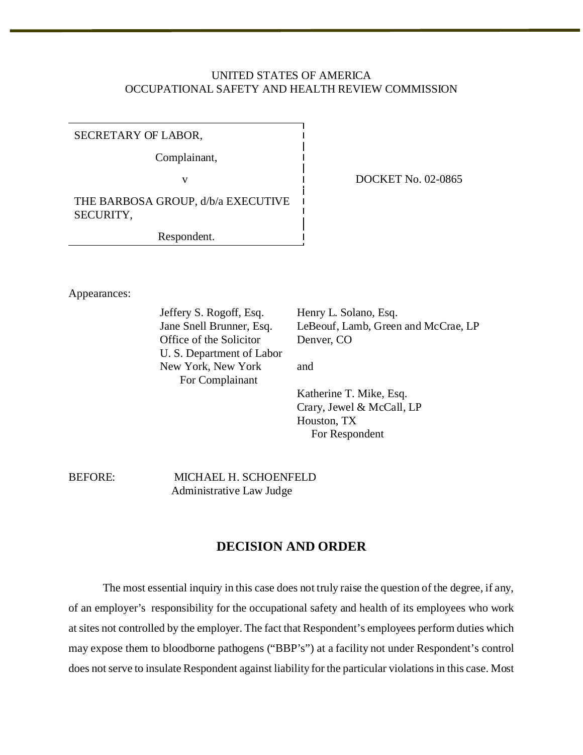UNITED STATES OF AMERICA
OCCUPATIONAL SAFETY AND HEALTH REVIEW COMMISSION

| | |
|---|---|
| SECRETARY OF LABOR,<br><br>Complainant,<br><br>v<br><br>THE BARBOSA GROUP, d/b/a EXECUTIVE SECURITY,<br><br>Respondent. | DOCKET No. 02-0865 |

Appearances:

| For Complainant | For Respondent |
|---|---|
| Jeffery S. Rogoff, Esq.<br>Jane Snell Brunner, Esq.<br>Office of the Solicitor<br>U. S. Department of Labor<br>New York, New York | Henry L. Solano, Esq.<br>LeBeouf, Lamb, Green and McCrae, LP<br>Denver, CO<br><br>and<br><br>Katherine T. Mike, Esq.<br>Crary, Jewel & McCall, LP<br>Houston, TX |

BEFORE: MICHAEL H. SCHOENFELD
Administrative Law Judge

## DECISION AND ORDER

The most essential inquiry in this case does not truly raise the question of the degree, if any, of an employer's responsibility for the occupational safety and health of its employees who work at sites not controlled by the employer. The fact that Respondent's employees perform duties which may expose them to bloodborne pathogens ("BBP's") at a facility not under Respondent's control does not serve to insulate Respondent against liability for the particular violations in this case. Most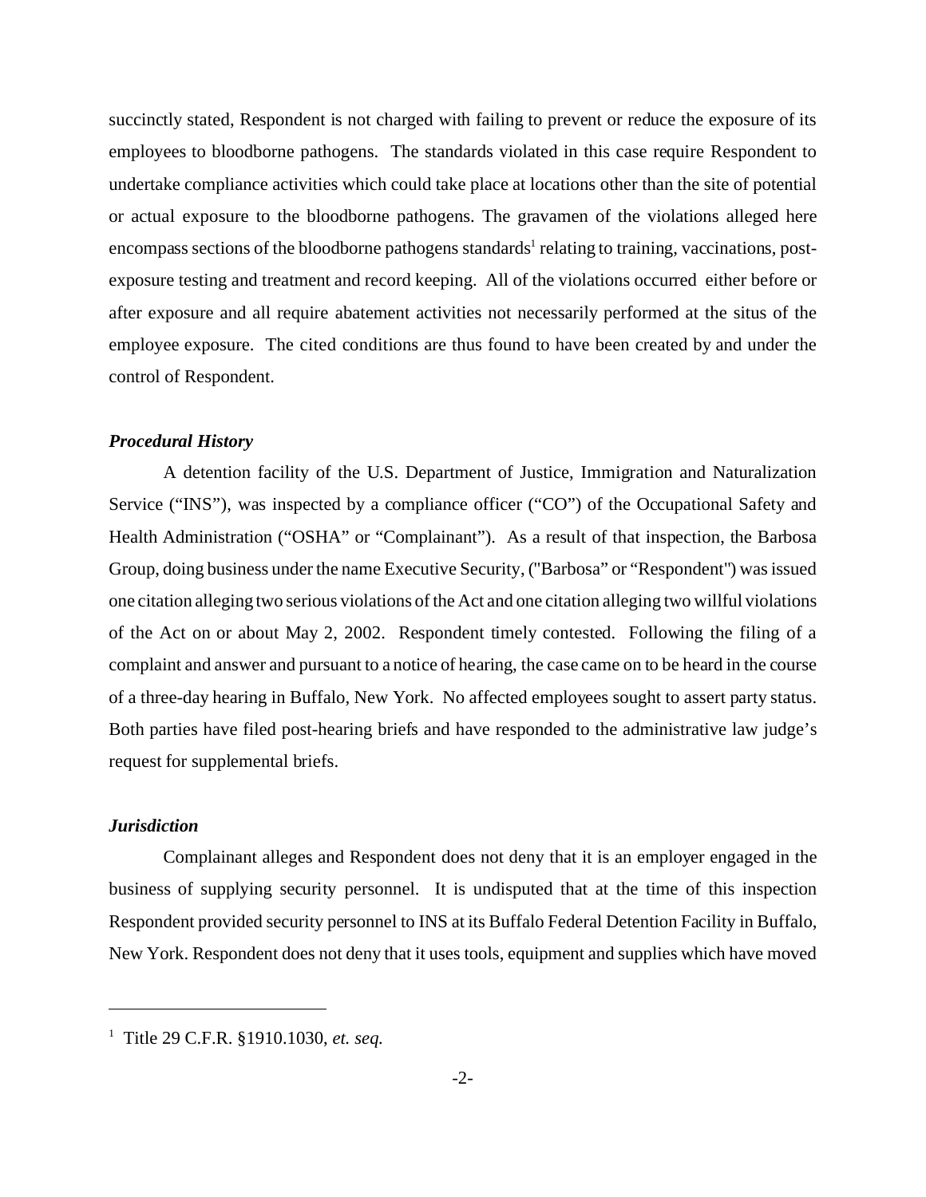succinctly stated, Respondent is not charged with failing to prevent or reduce the exposure of its employees to bloodborne pathogens. The standards violated in this case require Respondent to undertake compliance activities which could take place at locations other than the site of potential or actual exposure to the bloodborne pathogens. The gravamen of the violations alleged here encompass sections of the bloodborne pathogens standards[1] relating to training, vaccinations, post-exposure testing and treatment and record keeping. All of the violations occurred either before or after exposure and all require abatement activities not necessarily performed at the situs of the employee exposure. The cited conditions are thus found to have been created by and under the control of Respondent.

***Procedural History***

A detention facility of the U.S. Department of Justice, Immigration and Naturalization Service ("INS"), was inspected by a compliance officer ("CO") of the Occupational Safety and Health Administration ("OSHA" or "Complainant"). As a result of that inspection, the Barbosa Group, doing business under the name Executive Security, ("Barbosa" or "Respondent") was issued one citation alleging two serious violations of the Act and one citation alleging two willful violations of the Act on or about May 2, 2002. Respondent timely contested. Following the filing of a complaint and answer and pursuant to a notice of hearing, the case came on to be heard in the course of a three-day hearing in Buffalo, New York. No affected employees sought to assert party status. Both parties have filed post-hearing briefs and have responded to the administrative law judge's request for supplemental briefs.

***Jurisdiction***

Complainant alleges and Respondent does not deny that it is an employer engaged in the business of supplying security personnel. It is undisputed that at the time of this inspection Respondent provided security personnel to INS at its Buffalo Federal Detention Facility in Buffalo, New York. Respondent does not deny that it uses tools, equipment and supplies which have moved

---

[1] Title 29 C.F.R. §1910.1030, *et. seq.*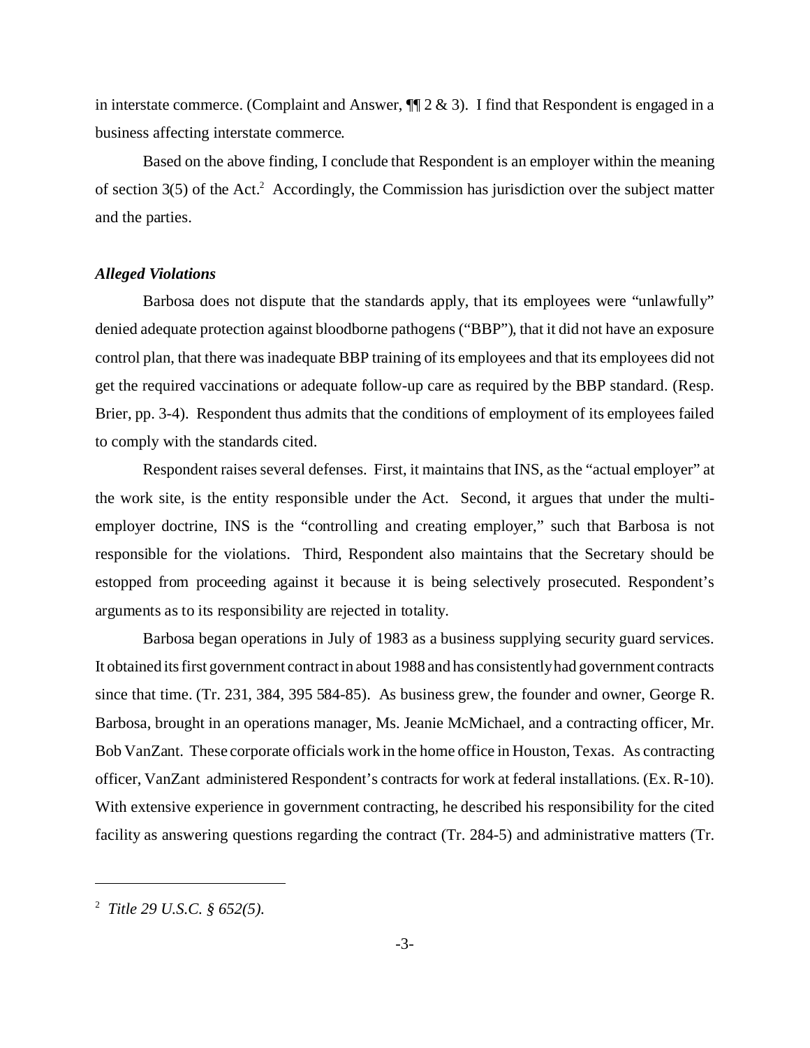in interstate commerce. (Complaint and Answer, ¶¶ 2 & 3). I find that Respondent is engaged in a business affecting interstate commerce.

Based on the above finding, I conclude that Respondent is an employer within the meaning of section 3(5) of the Act.[2] Accordingly, the Commission has jurisdiction over the subject matter and the parties.

***Alleged Violations***

Barbosa does not dispute that the standards apply, that its employees were "unlawfully" denied adequate protection against bloodborne pathogens ("BBP"), that it did not have an exposure control plan, that there was inadequate BBP training of its employees and that its employees did not get the required vaccinations or adequate follow-up care as required by the BBP standard. (Resp. Brier, pp. 3-4). Respondent thus admits that the conditions of employment of its employees failed to comply with the standards cited.

Respondent raises several defenses. First, it maintains that INS, as the "actual employer" at the work site, is the entity responsible under the Act. Second, it argues that under the multi-employer doctrine, INS is the "controlling and creating employer," such that Barbosa is not responsible for the violations. Third, Respondent also maintains that the Secretary should be estopped from proceeding against it because it is being selectively prosecuted. Respondent's arguments as to its responsibility are rejected in totality.

Barbosa began operations in July of 1983 as a business supplying security guard services. It obtained its first government contract in about 1988 and has consistently had government contracts since that time. (Tr. 231, 384, 395 584-85). As business grew, the founder and owner, George R. Barbosa, brought in an operations manager, Ms. Jeanie McMichael, and a contracting officer, Mr. Bob VanZant. These corporate officials work in the home office in Houston, Texas. As contracting officer, VanZant administered Respondent's contracts for work at federal installations. (Ex. R-10). With extensive experience in government contracting, he described his responsibility for the cited facility as answering questions regarding the contract (Tr. 284-5) and administrative matters (Tr.

---

[2] *Title 29 U.S.C. § 652(5).*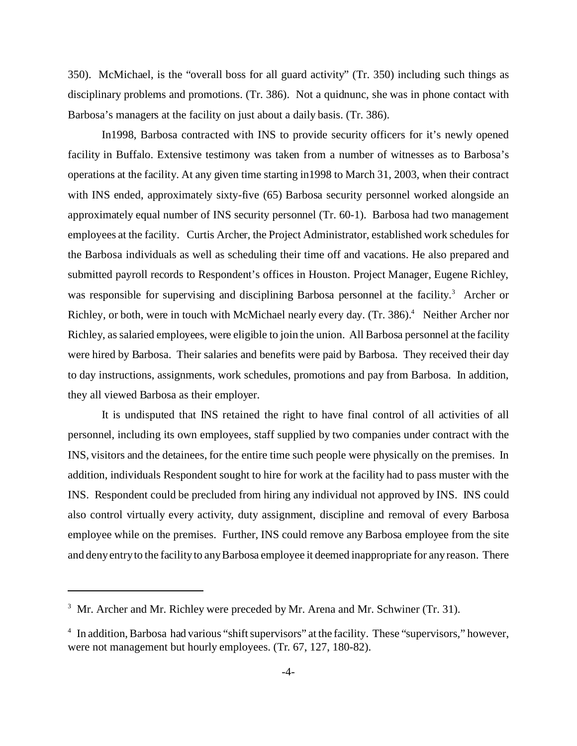350). McMichael, is the "overall boss for all guard activity" (Tr. 350) including such things as disciplinary problems and promotions. (Tr. 386). Not a quidnunc, she was in phone contact with Barbosa's managers at the facility on just about a daily basis. (Tr. 386).

In1998, Barbosa contracted with INS to provide security officers for it's newly opened facility in Buffalo. Extensive testimony was taken from a number of witnesses as to Barbosa's operations at the facility. At any given time starting in1998 to March 31, 2003, when their contract with INS ended, approximately sixty-five (65) Barbosa security personnel worked alongside an approximately equal number of INS security personnel (Tr. 60-1). Barbosa had two management employees at the facility. Curtis Archer, the Project Administrator, established work schedules for the Barbosa individuals as well as scheduling their time off and vacations. He also prepared and submitted payroll records to Respondent's offices in Houston. Project Manager, Eugene Richley, was responsible for supervising and disciplining Barbosa personnel at the facility.[3] Archer or Richley, or both, were in touch with McMichael nearly every day. (Tr. 386).[4] Neither Archer nor Richley, as salaried employees, were eligible to join the union. All Barbosa personnel at the facility were hired by Barbosa. Their salaries and benefits were paid by Barbosa. They received their day to day instructions, assignments, work schedules, promotions and pay from Barbosa. In addition, they all viewed Barbosa as their employer.

It is undisputed that INS retained the right to have final control of all activities of all personnel, including its own employees, staff supplied by two companies under contract with the INS, visitors and the detainees, for the entire time such people were physically on the premises. In addition, individuals Respondent sought to hire for work at the facility had to pass muster with the INS. Respondent could be precluded from hiring any individual not approved by INS. INS could also control virtually every activity, duty assignment, discipline and removal of every Barbosa employee while on the premises. Further, INS could remove any Barbosa employee from the site and deny entry to the facility to any Barbosa employee it deemed inappropriate for any reason. There

---

[3] Mr. Archer and Mr. Richley were preceded by Mr. Arena and Mr. Schwiner (Tr. 31).

[4] In addition, Barbosa had various "shift supervisors" at the facility. These "supervisors," however, were not management but hourly employees. (Tr. 67, 127, 180-82).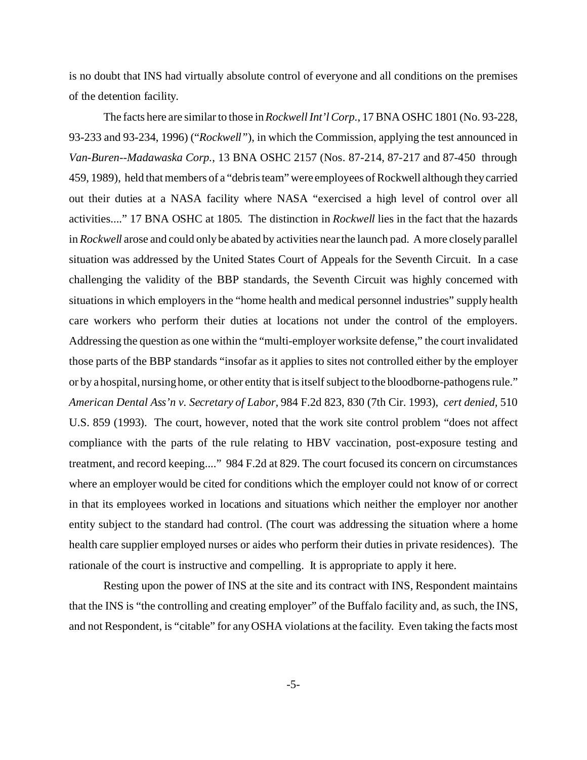is no doubt that INS had virtually absolute control of everyone and all conditions on the premises of the detention facility.

The facts here are similar to those in *Rockwell Int'l Corp.*, 17 BNA OSHC 1801 (No. 93-228, 93-233 and 93-234, 1996) ("*Rockwell*"), in which the Commission, applying the test announced in *Van-Buren--Madawaska Corp.*, 13 BNA OSHC 2157 (Nos. 87-214, 87-217 and 87-450 through 459, 1989), held that members of a "debris team" were employees of Rockwell although they carried out their duties at a NASA facility where NASA "exercised a high level of control over all activities...." 17 BNA OSHC at 1805. The distinction in *Rockwell* lies in the fact that the hazards in *Rockwell* arose and could only be abated by activities near the launch pad. A more closely parallel situation was addressed by the United States Court of Appeals for the Seventh Circuit. In a case challenging the validity of the BBP standards, the Seventh Circuit was highly concerned with situations in which employers in the "home health and medical personnel industries" supply health care workers who perform their duties at locations not under the control of the employers. Addressing the question as one within the "multi-employer worksite defense," the court invalidated those parts of the BBP standards "insofar as it applies to sites not controlled either by the employer or by a hospital, nursing home, or other entity that is itself subject to the bloodborne-pathogens rule." *American Dental Ass'n v. Secretary of Labor*, 984 F.2d 823, 830 (7th Cir. 1993), *cert denied*, 510 U.S. 859 (1993). The court, however, noted that the work site control problem "does not affect compliance with the parts of the rule relating to HBV vaccination, post-exposure testing and treatment, and record keeping...." 984 F.2d at 829. The court focused its concern on circumstances where an employer would be cited for conditions which the employer could not know of or correct in that its employees worked in locations and situations which neither the employer nor another entity subject to the standard had control. (The court was addressing the situation where a home health care supplier employed nurses or aides who perform their duties in private residences). The rationale of the court is instructive and compelling. It is appropriate to apply it here.

Resting upon the power of INS at the site and its contract with INS, Respondent maintains that the INS is "the controlling and creating employer" of the Buffalo facility and, as such, the INS, and not Respondent, is "citable" for any OSHA violations at the facility. Even taking the facts most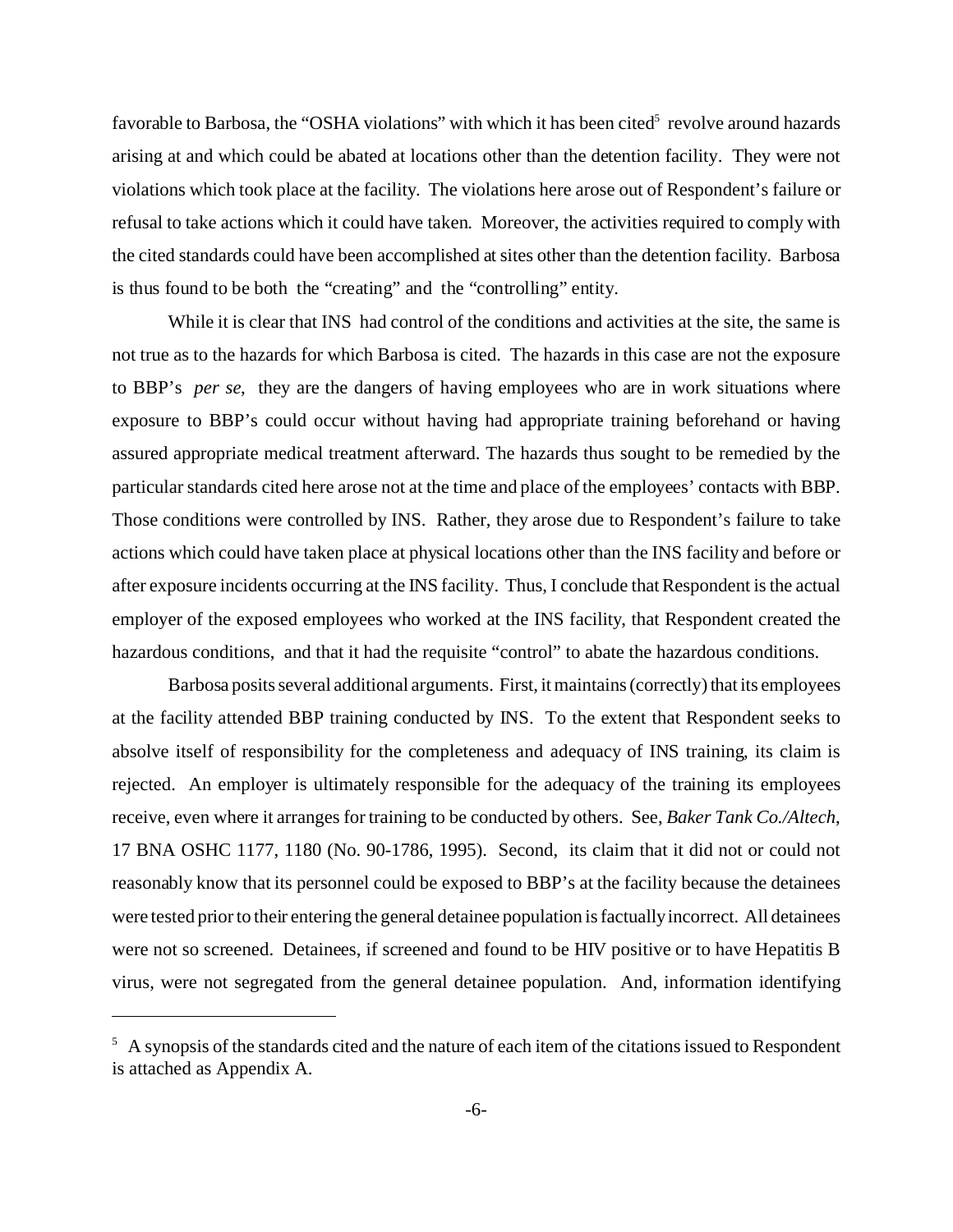favorable to Barbosa, the "OSHA violations" with which it has been cited[5] revolve around hazards arising at and which could be abated at locations other than the detention facility. They were not violations which took place at the facility. The violations here arose out of Respondent's failure or refusal to take actions which it could have taken. Moreover, the activities required to comply with the cited standards could have been accomplished at sites other than the detention facility. Barbosa is thus found to be both the "creating" and the "controlling" entity.

While it is clear that INS had control of the conditions and activities at the site, the same is not true as to the hazards for which Barbosa is cited. The hazards in this case are not the exposure to BBP's *per se*, they are the dangers of having employees who are in work situations where exposure to BBP's could occur without having had appropriate training beforehand or having assured appropriate medical treatment afterward. The hazards thus sought to be remedied by the particular standards cited here arose not at the time and place of the employees' contacts with BBP. Those conditions were controlled by INS. Rather, they arose due to Respondent's failure to take actions which could have taken place at physical locations other than the INS facility and before or after exposure incidents occurring at the INS facility. Thus, I conclude that Respondent is the actual employer of the exposed employees who worked at the INS facility, that Respondent created the hazardous conditions, and that it had the requisite "control" to abate the hazardous conditions.

Barbosa posits several additional arguments. First, it maintains (correctly) that its employees at the facility attended BBP training conducted by INS. To the extent that Respondent seeks to absolve itself of responsibility for the completeness and adequacy of INS training, its claim is rejected. An employer is ultimately responsible for the adequacy of the training its employees receive, even where it arranges for training to be conducted by others. See, *Baker Tank Co./Altech*, 17 BNA OSHC 1177, 1180 (No. 90-1786, 1995). Second, its claim that it did not or could not reasonably know that its personnel could be exposed to BBP's at the facility because the detainees were tested prior to their entering the general detainee population is factually incorrect. All detainees were not so screened. Detainees, if screened and found to be HIV positive or to have Hepatitis B virus, were not segregated from the general detainee population. And, information identifying

---

[5] A synopsis of the standards cited and the nature of each item of the citations issued to Respondent is attached as Appendix A.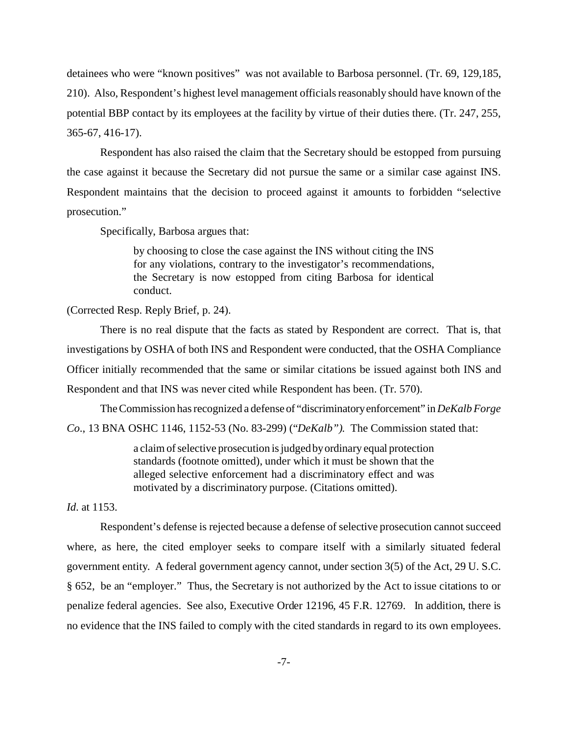detainees who were "known positives" was not available to Barbosa personnel. (Tr. 69, 129,185, 210). Also, Respondent's highest level management officials reasonably should have known of the potential BBP contact by its employees at the facility by virtue of their duties there. (Tr. 247, 255, 365-67, 416-17).

Respondent has also raised the claim that the Secretary should be estopped from pursuing the case against it because the Secretary did not pursue the same or a similar case against INS. Respondent maintains that the decision to proceed against it amounts to forbidden "selective prosecution."

Specifically, Barbosa argues that:

> by choosing to close the case against the INS without citing the INS for any violations, contrary to the investigator's recommendations, the Secretary is now estopped from citing Barbosa for identical conduct.

(Corrected Resp. Reply Brief, p. 24).

There is no real dispute that the facts as stated by Respondent are correct. That is, that investigations by OSHA of both INS and Respondent were conducted, that the OSHA Compliance Officer initially recommended that the same or similar citations be issued against both INS and Respondent and that INS was never cited while Respondent has been. (Tr. 570).

The Commission has recognized a defense of "discriminatory enforcement" in *DeKalb Forge Co*., 13 BNA OSHC 1146, 1152-53 (No. 83-299) ("*DeKalb").* The Commission stated that:

> a claim of selective prosecution is judged by ordinary equal protection standards (footnote omitted), under which it must be shown that the alleged selective enforcement had a discriminatory effect and was motivated by a discriminatory purpose. (Citations omitted).

*Id*. at 1153.

Respondent's defense is rejected because a defense of selective prosecution cannot succeed where, as here, the cited employer seeks to compare itself with a similarly situated federal government entity. A federal government agency cannot, under section 3(5) of the Act, 29 U. S.C. § 652, be an "employer." Thus, the Secretary is not authorized by the Act to issue citations to or penalize federal agencies. See also, Executive Order 12196, 45 F.R. 12769. In addition, there is no evidence that the INS failed to comply with the cited standards in regard to its own employees.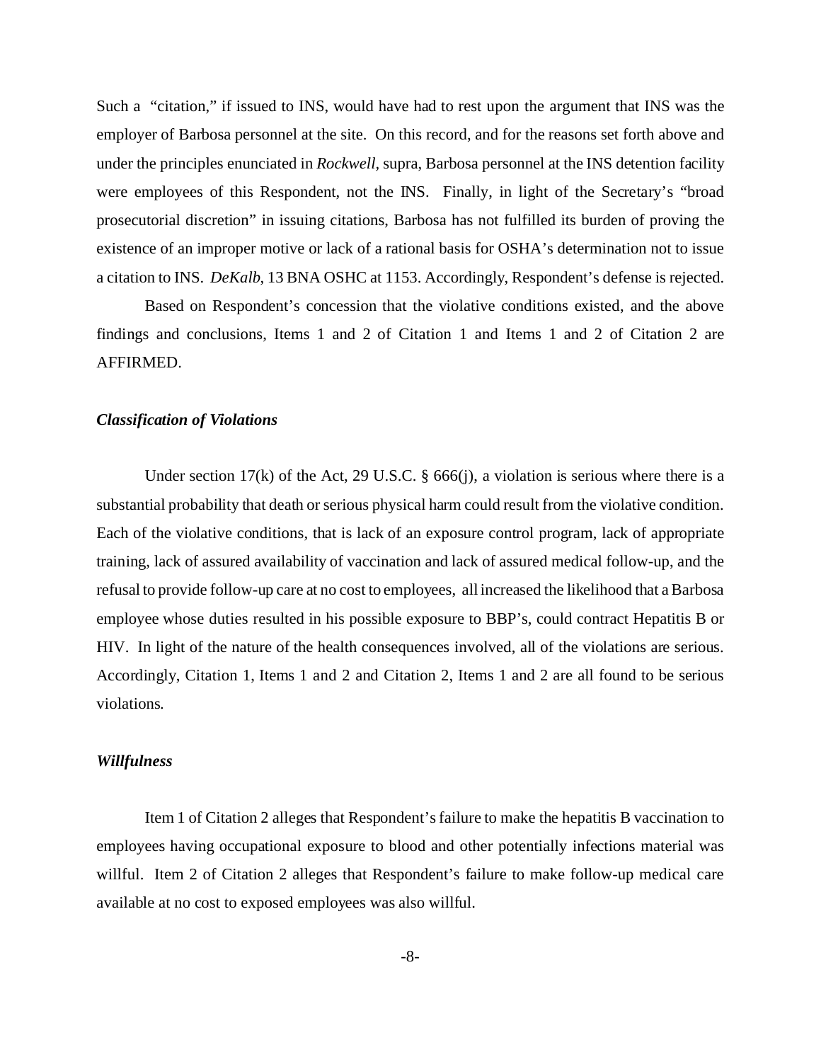Such a "citation," if issued to INS, would have had to rest upon the argument that INS was the employer of Barbosa personnel at the site. On this record, and for the reasons set forth above and under the principles enunciated in *Rockwell*, supra, Barbosa personnel at the INS detention facility were employees of this Respondent, not the INS. Finally, in light of the Secretary's "broad prosecutorial discretion" in issuing citations, Barbosa has not fulfilled its burden of proving the existence of an improper motive or lack of a rational basis for OSHA's determination not to issue a citation to INS. *DeKalb*, 13 BNA OSHC at 1153. Accordingly, Respondent's defense is rejected.

Based on Respondent's concession that the violative conditions existed, and the above findings and conclusions, Items 1 and 2 of Citation 1 and Items 1 and 2 of Citation 2 are AFFIRMED.

***Classification of Violations***

Under section 17(k) of the Act, 29 U.S.C. § 666(j), a violation is serious where there is a substantial probability that death or serious physical harm could result from the violative condition. Each of the violative conditions, that is lack of an exposure control program, lack of appropriate training, lack of assured availability of vaccination and lack of assured medical follow-up, and the refusal to provide follow-up care at no cost to employees, all increased the likelihood that a Barbosa employee whose duties resulted in his possible exposure to BBP's, could contract Hepatitis B or HIV. In light of the nature of the health consequences involved, all of the violations are serious. Accordingly, Citation 1, Items 1 and 2 and Citation 2, Items 1 and 2 are all found to be serious violations.

***Willfulness***

Item 1 of Citation 2 alleges that Respondent's failure to make the hepatitis B vaccination to employees having occupational exposure to blood and other potentially infections material was willful. Item 2 of Citation 2 alleges that Respondent's failure to make follow-up medical care available at no cost to exposed employees was also willful.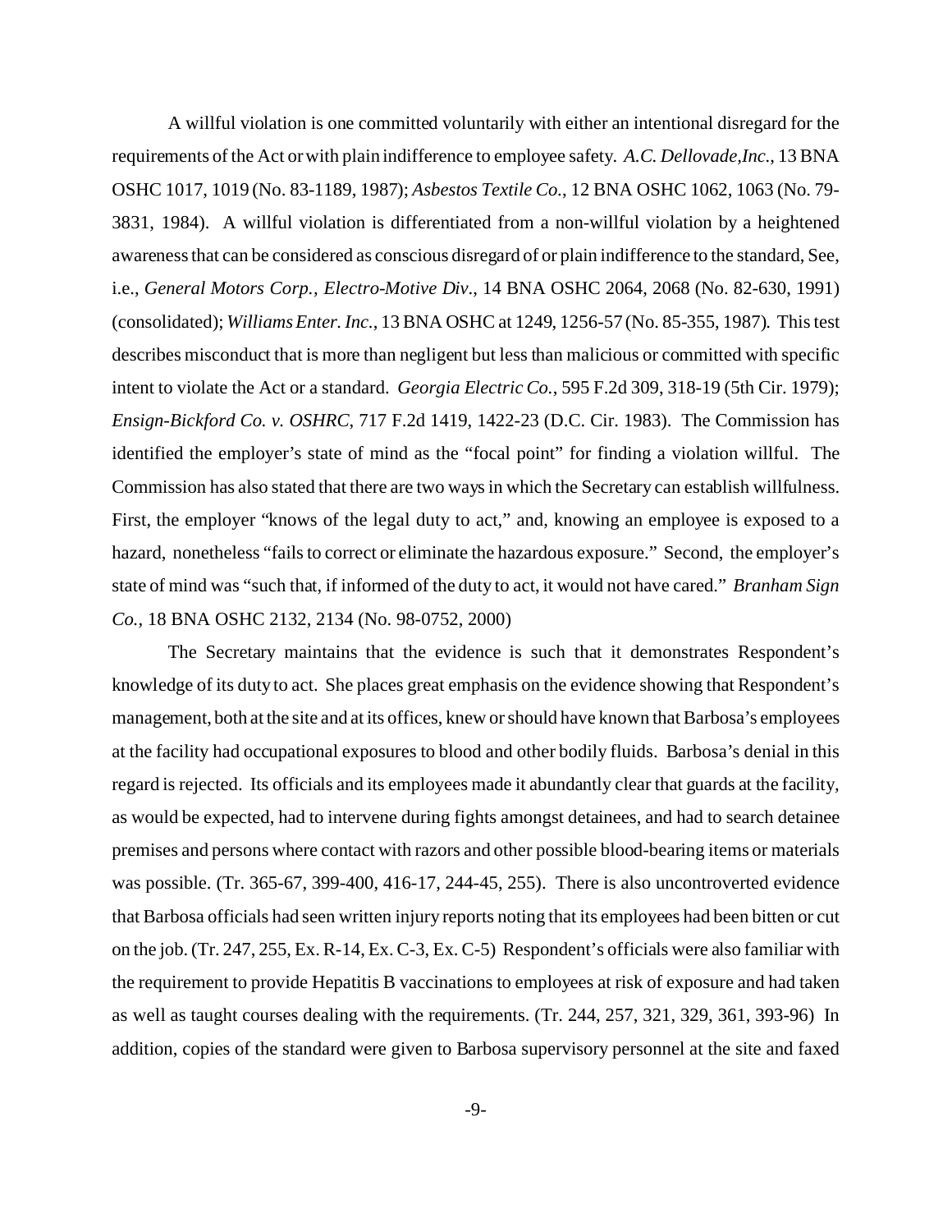A willful violation is one committed voluntarily with either an intentional disregard for the requirements of the Act or with plain indifference to employee safety. *A.C. Dellovade,Inc.*, 13 BNA OSHC 1017, 1019 (No. 83-1189, 1987); *Asbestos Textile Co.*, 12 BNA OSHC 1062, 1063 (No. 79-3831, 1984). A willful violation is differentiated from a non-willful violation by a heightened awareness that can be considered as conscious disregard of or plain indifference to the standard, See, i.e., *General Motors Corp., Electro-Motive Div*., 14 BNA OSHC 2064, 2068 (No. 82-630, 1991) (consolidated); *Williams Enter. Inc.*, 13 BNA OSHC at 1249, 1256-57 (No. 85-355, 1987). This test describes misconduct that is more than negligent but less than malicious or committed with specific intent to violate the Act or a standard. *Georgia Electric Co.*, 595 F.2d 309, 318-19 (5th Cir. 1979); *Ensign-Bickford Co. v. OSHRC*, 717 F.2d 1419, 1422-23 (D.C. Cir. 1983). The Commission has identified the employer's state of mind as the "focal point" for finding a violation willful. The Commission has also stated that there are two ways in which the Secretary can establish willfulness. First, the employer "knows of the legal duty to act," and, knowing an employee is exposed to a hazard, nonetheless "fails to correct or eliminate the hazardous exposure." Second, the employer's state of mind was "such that, if informed of the duty to act, it would not have cared." *Branham Sign Co.,* 18 BNA OSHC 2132, 2134 (No. 98-0752, 2000)

The Secretary maintains that the evidence is such that it demonstrates Respondent's knowledge of its duty to act. She places great emphasis on the evidence showing that Respondent's management, both at the site and at its offices, knew or should have known that Barbosa's employees at the facility had occupational exposures to blood and other bodily fluids. Barbosa's denial in this regard is rejected. Its officials and its employees made it abundantly clear that guards at the facility, as would be expected, had to intervene during fights amongst detainees, and had to search detainee premises and persons where contact with razors and other possible blood-bearing items or materials was possible. (Tr. 365-67, 399-400, 416-17, 244-45, 255). There is also uncontroverted evidence that Barbosa officials had seen written injury reports noting that its employees had been bitten or cut on the job. (Tr. 247, 255, Ex. R-14, Ex. C-3, Ex. C-5) Respondent's officials were also familiar with the requirement to provide Hepatitis B vaccinations to employees at risk of exposure and had taken as well as taught courses dealing with the requirements. (Tr. 244, 257, 321, 329, 361, 393-96) In addition, copies of the standard were given to Barbosa supervisory personnel at the site and faxed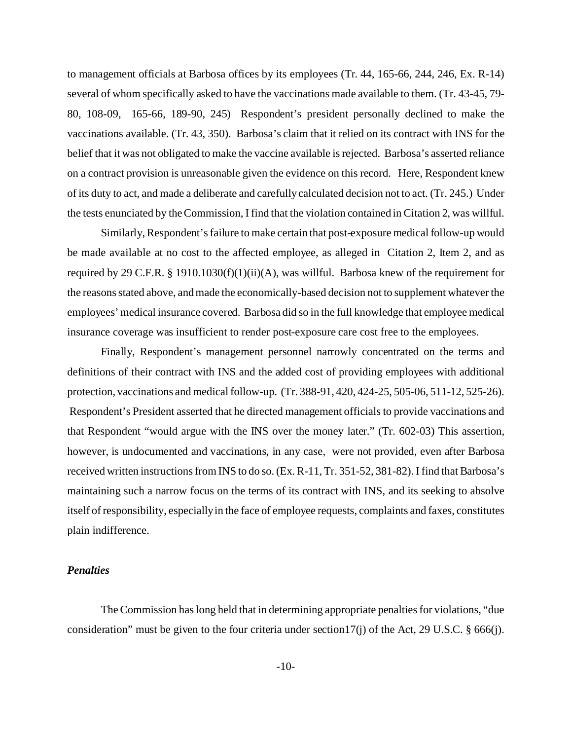to management officials at Barbosa offices by its employees (Tr. 44, 165-66, 244, 246, Ex. R-14) several of whom specifically asked to have the vaccinations made available to them. (Tr. 43-45, 79-80, 108-09, 165-66, 189-90, 245) Respondent's president personally declined to make the vaccinations available. (Tr. 43, 350). Barbosa's claim that it relied on its contract with INS for the belief that it was not obligated to make the vaccine available is rejected. Barbosa's asserted reliance on a contract provision is unreasonable given the evidence on this record. Here, Respondent knew of its duty to act, and made a deliberate and carefully calculated decision not to act. (Tr. 245.) Under the tests enunciated by the Commission, I find that the violation contained in Citation 2, was willful.

Similarly, Respondent's failure to make certain that post-exposure medical follow-up would be made available at no cost to the affected employee, as alleged in Citation 2, Item 2, and as required by 29 C.F.R. § 1910.1030(f)(1)(ii)(A), was willful. Barbosa knew of the requirement for the reasons stated above, and made the economically-based decision not to supplement whatever the employees' medical insurance covered. Barbosa did so in the full knowledge that employee medical insurance coverage was insufficient to render post-exposure care cost free to the employees.

Finally, Respondent's management personnel narrowly concentrated on the terms and definitions of their contract with INS and the added cost of providing employees with additional protection, vaccinations and medical follow-up. (Tr. 388-91, 420, 424-25, 505-06, 511-12, 525-26). Respondent's President asserted that he directed management officials to provide vaccinations and that Respondent "would argue with the INS over the money later." (Tr. 602-03) This assertion, however, is undocumented and vaccinations, in any case, were not provided, even after Barbosa received written instructions from INS to do so. (Ex. R-11, Tr. 351-52, 381-82). I find that Barbosa's maintaining such a narrow focus on the terms of its contract with INS, and its seeking to absolve itself of responsibility, especially in the face of employee requests, complaints and faxes, constitutes plain indifference.

### *Penalties*

The Commission has long held that in determining appropriate penalties for violations, "due consideration" must be given to the four criteria under section17(j) of the Act, 29 U.S.C. § 666(j).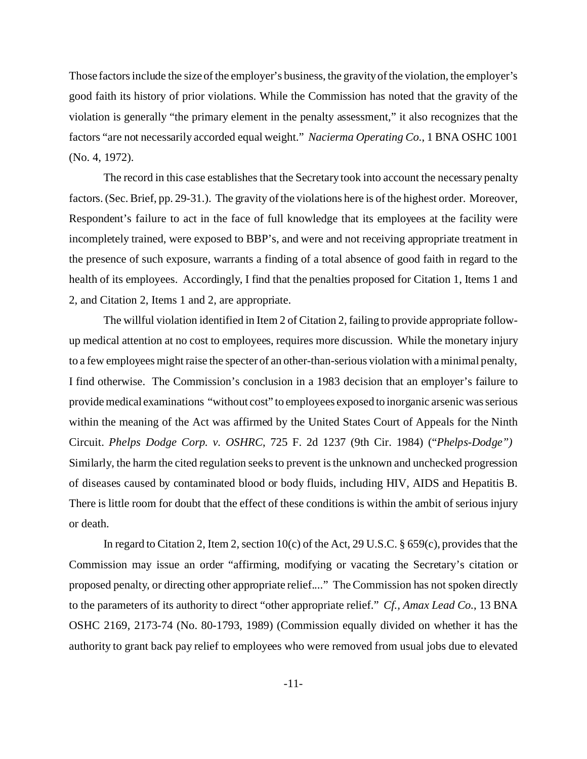Those factors include the size of the employer's business, the gravity of the violation, the employer's good faith its history of prior violations. While the Commission has noted that the gravity of the violation is generally "the primary element in the penalty assessment," it also recognizes that the factors "are not necessarily accorded equal weight." *Nacierma Operating Co.*, 1 BNA OSHC 1001 (No. 4, 1972).

The record in this case establishes that the Secretary took into account the necessary penalty factors. (Sec. Brief, pp. 29-31.). The gravity of the violations here is of the highest order. Moreover, Respondent's failure to act in the face of full knowledge that its employees at the facility were incompletely trained, were exposed to BBP's, and were and not receiving appropriate treatment in the presence of such exposure, warrants a finding of a total absence of good faith in regard to the health of its employees. Accordingly, I find that the penalties proposed for Citation 1, Items 1 and 2, and Citation 2, Items 1 and 2, are appropriate.

The willful violation identified in Item 2 of Citation 2, failing to provide appropriate follow-up medical attention at no cost to employees, requires more discussion. While the monetary injury to a few employees might raise the specter of an other-than-serious violation with a minimal penalty, I find otherwise. The Commission's conclusion in a 1983 decision that an employer's failure to provide medical examinations "without cost" to employees exposed to inorganic arsenic was serious within the meaning of the Act was affirmed by the United States Court of Appeals for the Ninth Circuit. *Phelps Dodge Corp. v. OSHRC*, 725 F. 2d 1237 (9th Cir. 1984) ("*Phelps-Dodge")* Similarly, the harm the cited regulation seeks to prevent is the unknown and unchecked progression of diseases caused by contaminated blood or body fluids, including HIV, AIDS and Hepatitis B. There is little room for doubt that the effect of these conditions is within the ambit of serious injury or death.

In regard to Citation 2, Item 2, section 10(c) of the Act, 29 U.S.C. § 659(c), provides that the Commission may issue an order "affirming, modifying or vacating the Secretary's citation or proposed penalty, or directing other appropriate relief...." The Commission has not spoken directly to the parameters of its authority to direct "other appropriate relief." *Cf., Amax Lead Co.*, 13 BNA OSHC 2169, 2173-74 (No. 80-1793, 1989) (Commission equally divided on whether it has the authority to grant back pay relief to employees who were removed from usual jobs due to elevated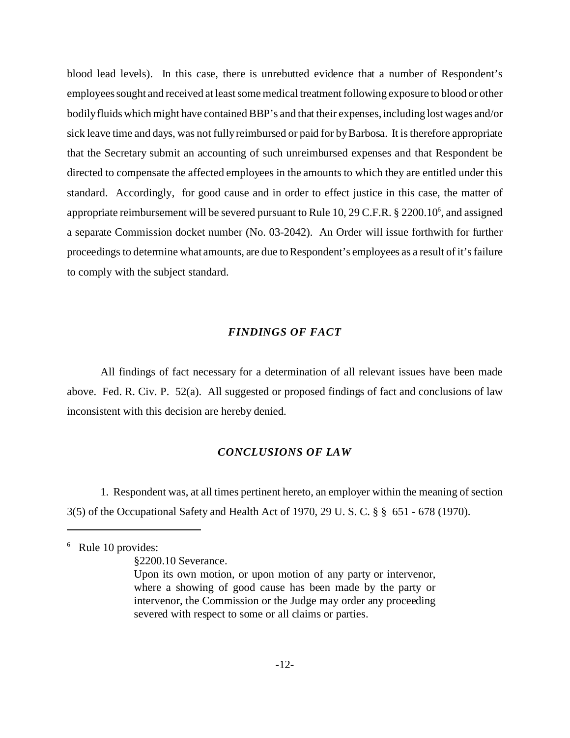blood lead levels). In this case, there is unrebutted evidence that a number of Respondent's employees sought and received at least some medical treatment following exposure to blood or other bodily fluids which might have contained BBP's and that their expenses, including lost wages and/or sick leave time and days, was not fully reimbursed or paid for by Barbosa. It is therefore appropriate that the Secretary submit an accounting of such unreimbursed expenses and that Respondent be directed to compensate the affected employees in the amounts to which they are entitled under this standard. Accordingly, for good cause and in order to effect justice in this case, the matter of appropriate reimbursement will be severed pursuant to Rule 10, 29 C.F.R. § 2200.10[6], and assigned a separate Commission docket number (No. 03-2042). An Order will issue forthwith for further proceedings to determine what amounts, are due to Respondent's employees as a result of it's failure to comply with the subject standard.

## *FINDINGS OF FACT*

All findings of fact necessary for a determination of all relevant issues have been made above. Fed. R. Civ. P. 52(a). All suggested or proposed findings of fact and conclusions of law inconsistent with this decision are hereby denied.

## *CONCLUSIONS OF LAW*

1. Respondent was, at all times pertinent hereto, an employer within the meaning of section 3(5) of the Occupational Safety and Health Act of 1970, 29 U. S. C. § § 651 - 678 (1970).

---

[6] Rule 10 provides:

> §2200.10 Severance.
>
> Upon its own motion, or upon motion of any party or intervenor, where a showing of good cause has been made by the party or intervenor, the Commission or the Judge may order any proceeding severed with respect to some or all claims or parties.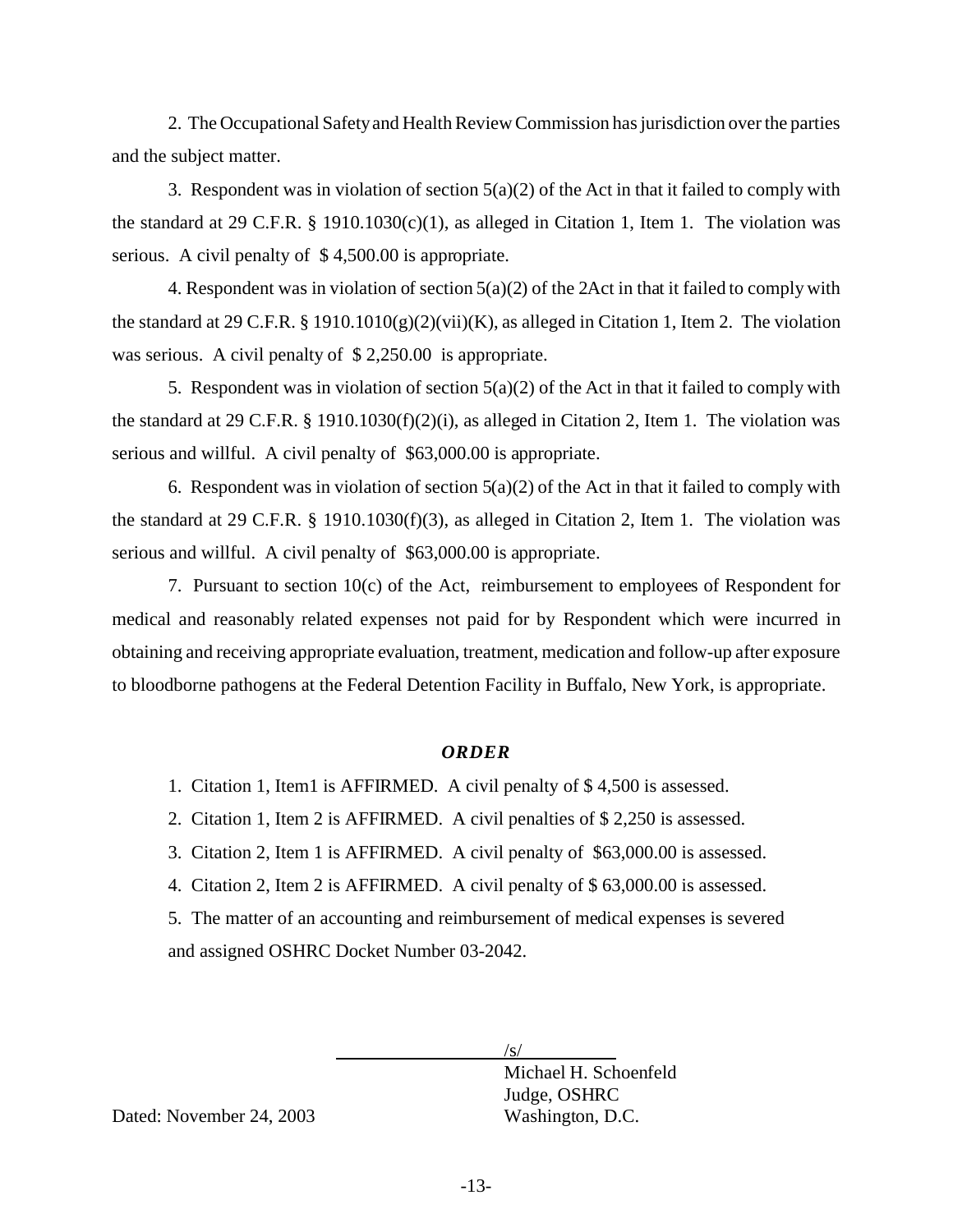2. The Occupational Safety and Health Review Commission has jurisdiction over the parties and the subject matter.

3. Respondent was in violation of section 5(a)(2) of the Act in that it failed to comply with the standard at 29 C.F.R. § 1910.1030(c)(1), as alleged in Citation 1, Item 1. The violation was serious. A civil penalty of $ 4,500.00 is appropriate.

4. Respondent was in violation of section 5(a)(2) of the 2Act in that it failed to comply with the standard at 29 C.F.R. § 1910.1010(g)(2)(vii)(K), as alleged in Citation 1, Item 2. The violation was serious. A civil penalty of $ 2,250.00 is appropriate.

5. Respondent was in violation of section 5(a)(2) of the Act in that it failed to comply with the standard at 29 C.F.R. § 1910.1030(f)(2)(i), as alleged in Citation 2, Item 1. The violation was serious and willful. A civil penalty of $63,000.00 is appropriate.

6. Respondent was in violation of section 5(a)(2) of the Act in that it failed to comply with the standard at 29 C.F.R. § 1910.1030(f)(3), as alleged in Citation 2, Item 1. The violation was serious and willful. A civil penalty of $63,000.00 is appropriate.

7. Pursuant to section 10(c) of the Act, reimbursement to employees of Respondent for medical and reasonably related expenses not paid for by Respondent which were incurred in obtaining and receiving appropriate evaluation, treatment, medication and follow-up after exposure to bloodborne pathogens at the Federal Detention Facility in Buffalo, New York, is appropriate.

## ***ORDER***

1. Citation 1, Item1 is AFFIRMED. A civil penalty of $ 4,500 is assessed.
2. Citation 1, Item 2 is AFFIRMED. A civil penalties of $ 2,250 is assessed.
3. Citation 2, Item 1 is AFFIRMED. A civil penalty of $63,000.00 is assessed.
4. Citation 2, Item 2 is AFFIRMED. A civil penalty of $ 63,000.00 is assessed.
5. The matter of an accounting and reimbursement of medical expenses is severed and assigned OSHRC Docket Number 03-2042.

/s/
Michael H. Schoenfeld
Judge, OSHRC
Washington, D.C.

Dated: November 24, 2003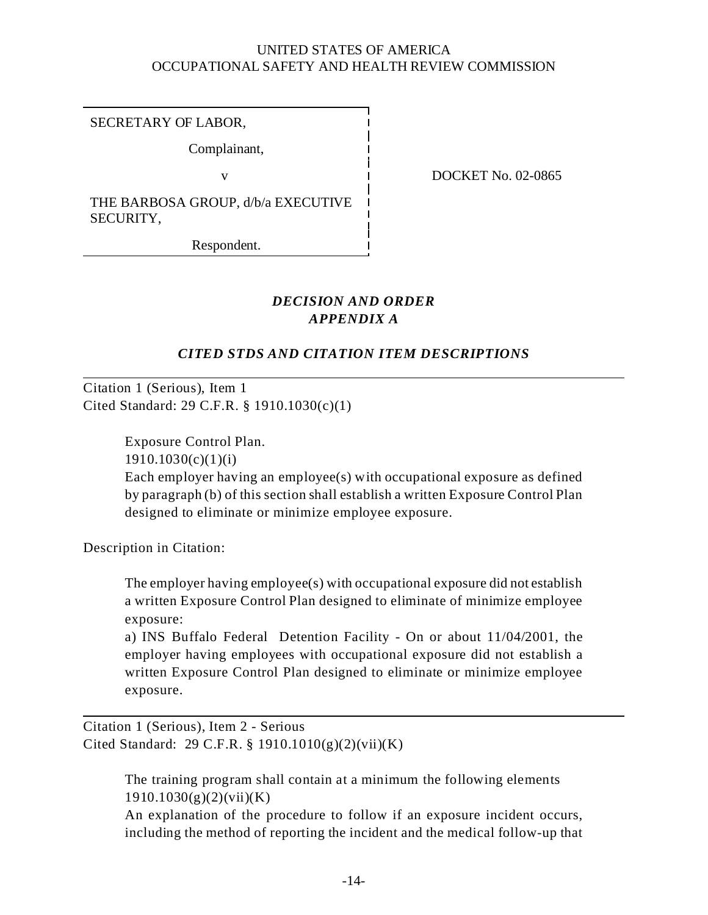UNITED STATES OF AMERICA
OCCUPATIONAL SAFETY AND HEALTH REVIEW COMMISSION

| | |
|---|---|
| SECRETARY OF LABOR,<br><br>Complainant,<br><br>v<br><br>THE BARBOSA GROUP, d/b/a EXECUTIVE SECURITY,<br><br>Respondent. | DOCKET No. 02-0865 |

## *DECISION AND ORDER*
## *APPENDIX A*

### *CITED STDS AND CITATION ITEM DESCRIPTIONS*

---

Citation 1 (Serious), Item 1
Cited Standard: 29 C.F.R. § 1910.1030(c)(1)

> Exposure Control Plan.
> 1910.1030(c)(1)(i)
> Each employer having an employee(s) with occupational exposure as defined by paragraph (b) of this section shall establish a written Exposure Control Plan designed to eliminate or minimize employee exposure.

Description in Citation:

> The employer having employee(s) with occupational exposure did not establish a written Exposure Control Plan designed to eliminate of minimize employee exposure:
> a) INS Buffalo Federal Detention Facility - On or about 11/04/2001, the employer having employees with occupational exposure did not establish a written Exposure Control Plan designed to eliminate or minimize employee exposure.

---

Citation 1 (Serious), Item 2 - Serious
Cited Standard: 29 C.F.R. § 1910.1010(g)(2)(vii)(K)

> The training program shall contain at a minimum the following elements
> 1910.1030(g)(2)(vii)(K)
> An explanation of the procedure to follow if an exposure incident occurs, including the method of reporting the incident and the medical follow-up that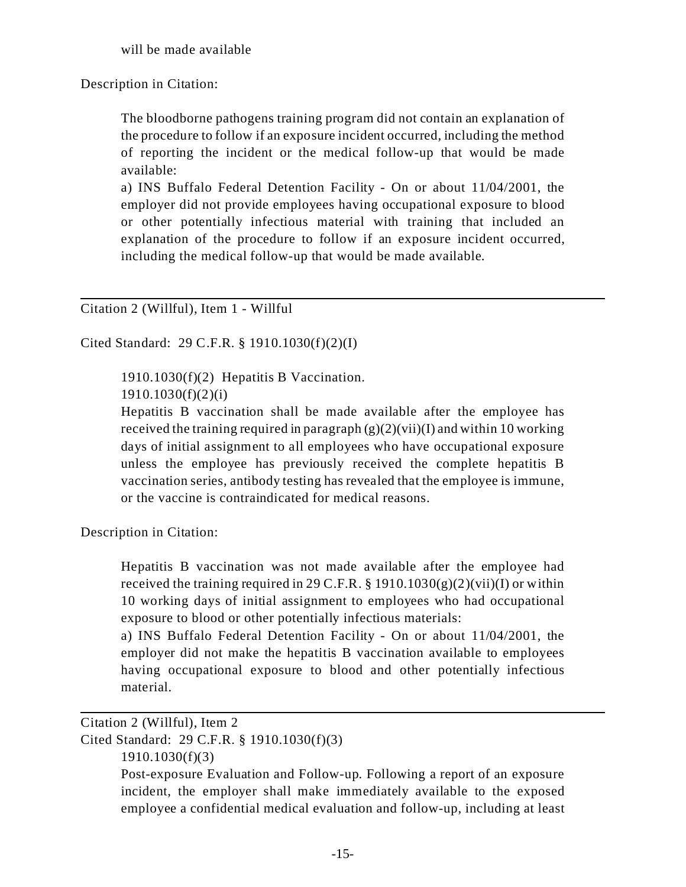will be made available

Description in Citation:

> The bloodborne pathogens training program did not contain an explanation of the procedure to follow if an exposure incident occurred, including the method of reporting the incident or the medical follow-up that would be made available:
>
> a) INS Buffalo Federal Detention Facility - On or about 11/04/2001, the employer did not provide employees having occupational exposure to blood or other potentially infectious material with training that included an explanation of the procedure to follow if an exposure incident occurred, including the medical follow-up that would be made available.

---

Citation 2 (Willful), Item 1 - Willful

Cited Standard: 29 C.F.R. § 1910.1030(f)(2)(I)

> 1910.1030(f)(2) Hepatitis B Vaccination.
>
> 1910.1030(f)(2)(i)
>
> Hepatitis B vaccination shall be made available after the employee has received the training required in paragraph (g)(2)(vii)(I) and within 10 working days of initial assignment to all employees who have occupational exposure unless the employee has previously received the complete hepatitis B vaccination series, antibody testing has revealed that the employee is immune, or the vaccine is contraindicated for medical reasons.

Description in Citation:

> Hepatitis B vaccination was not made available after the employee had received the training required in 29 C.F.R. § 1910.1030(g)(2)(vii)(I) or within 10 working days of initial assignment to employees who had occupational exposure to blood or other potentially infectious materials:
>
> a) INS Buffalo Federal Detention Facility - On or about 11/04/2001, the employer did not make the hepatitis B vaccination available to employees having occupational exposure to blood and other potentially infectious material.

---

Citation 2 (Willful), Item 2

Cited Standard: 29 C.F.R. § 1910.1030(f)(3)

> 1910.1030(f)(3)
>
> Post-exposure Evaluation and Follow-up. Following a report of an exposure incident, the employer shall make immediately available to the exposed employee a confidential medical evaluation and follow-up, including at least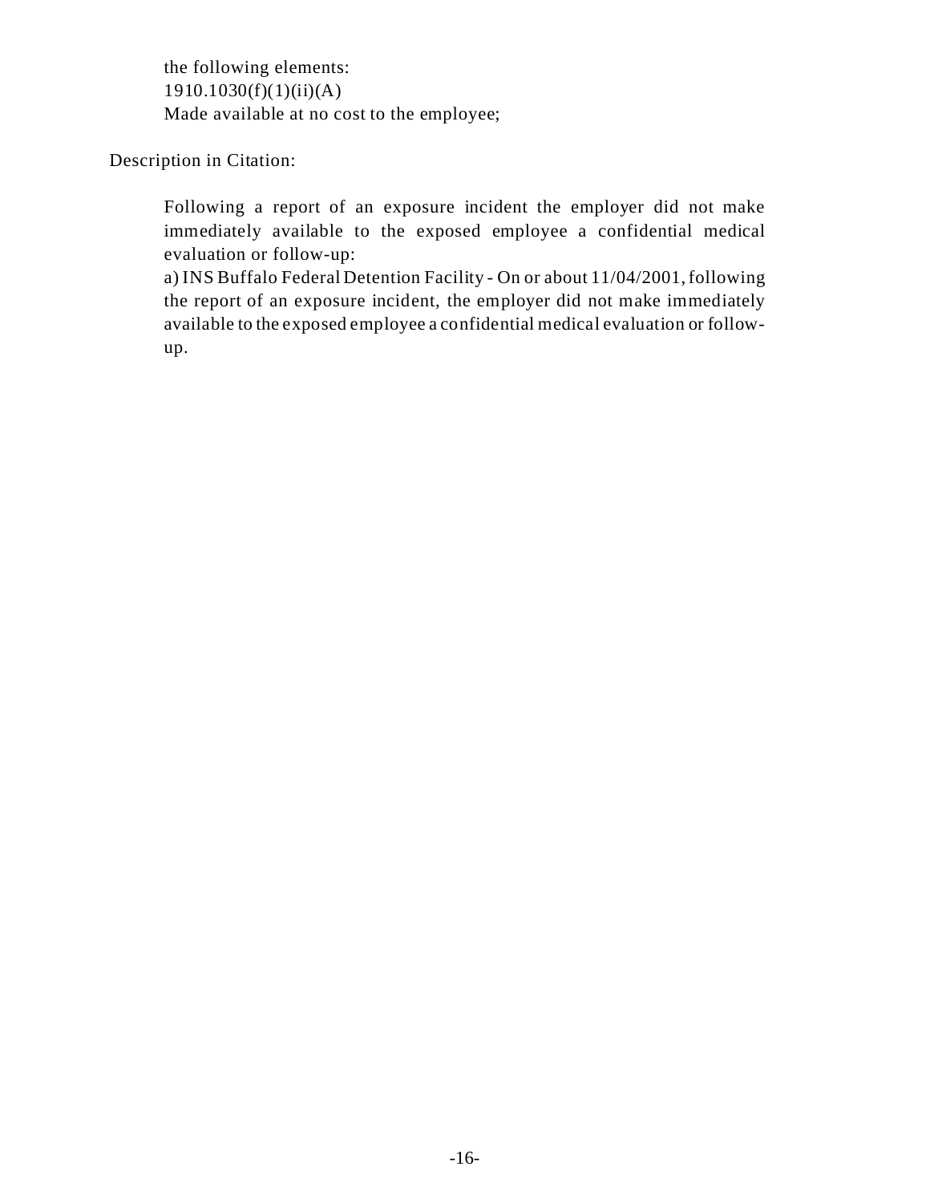the following elements:
1910.1030(f)(1)(ii)(A)
Made available at no cost to the employee;

Description in Citation:

Following a report of an exposure incident the employer did not make immediately available to the exposed employee a confidential medical evaluation or follow-up:
a) INS Buffalo Federal Detention Facility - On or about 11/04/2001, following the report of an exposure incident, the employer did not make immediately available to the exposed employee a confidential medical evaluation or follow-up.